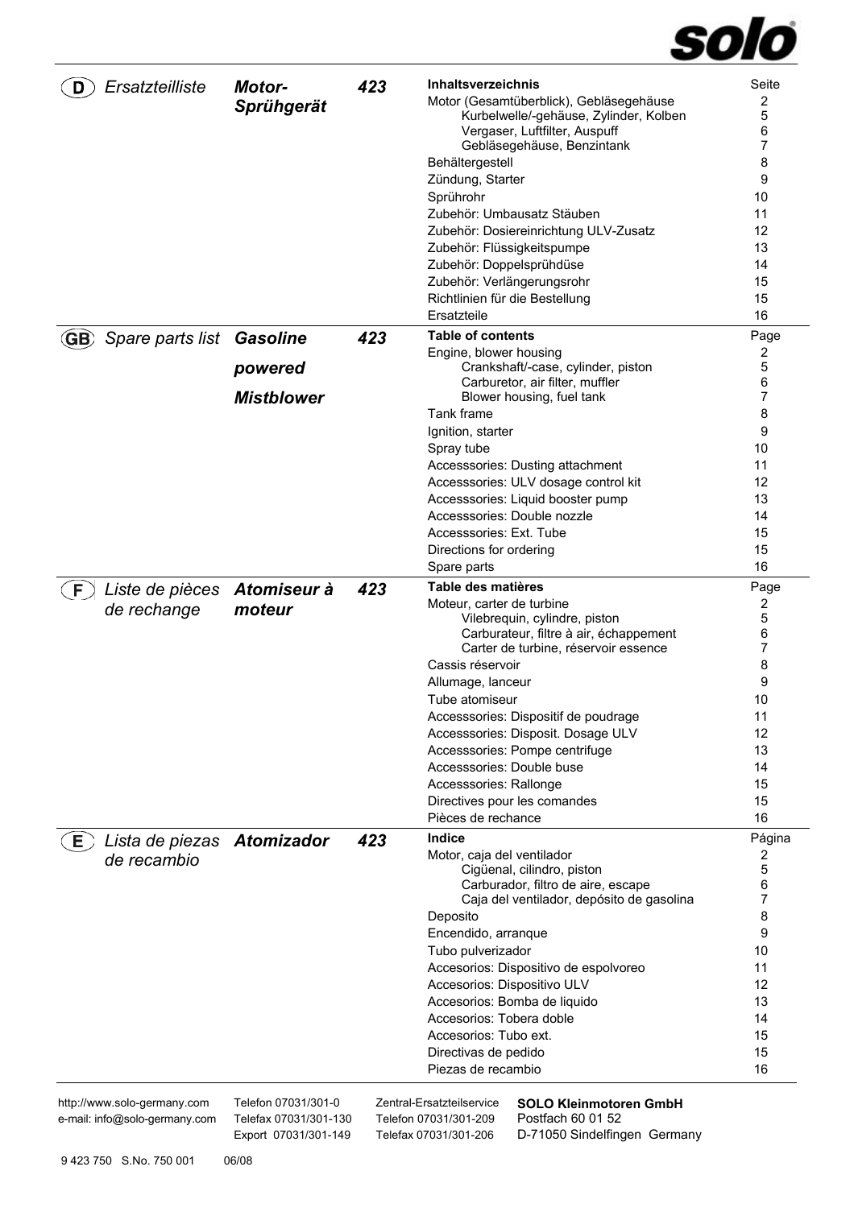solo

## (D) Ersatzteilliste — *Motor-Sprühgerät* — 423

| Inhaltsverzeichnis | Seite |
|---|---|
| Motor (Gesamtüberblick), Gebläsegehäuse | 2 |
| Kurbelwelle/-gehäuse, Zylinder, Kolben | 5 |
| Vergaser, Luftfilter, Auspuff | 6 |
| Gebläsegehäuse, Benzintank | 7 |
| Behältergestell | 8 |
| Zündung, Starter | 9 |
| Sprührohr | 10 |
| Zubehör: Umbausatz Stäuben | 11 |
| Zubehör: Dosiereinrichtung ULV-Zusatz | 12 |
| Zubehör: Flüssigkeitspumpe | 13 |
| Zubehör: Doppelsprühdüse | 14 |
| Zubehör: Verlängerungsrohr | 15 |
| Richtlinien für die Bestellung | 15 |
| Ersatzteile | 16 |

## (GB) Spare parts list — *Gasoline powered Mistblower* — 423

| Table of contents | Page |
|---|---|
| Engine, blower housing | 2 |
| Crankshaft/-case, cylinder, piston | 5 |
| Carburetor, air filter, muffler | 6 |
| Blower housing, fuel tank | 7 |
| Tank frame | 8 |
| Ignition, starter | 9 |
| Spray tube | 10 |
| Accesssories: Dusting attachment | 11 |
| Accesssories: ULV dosage control kit | 12 |
| Accesssories: Liquid booster pump | 13 |
| Accesssories: Double nozzle | 14 |
| Accesssories: Ext. Tube | 15 |
| Directions for ordering | 15 |
| Spare parts | 16 |

## (F) Liste de pièces de rechange — *Atomiseur à moteur* — 423

| Table des matières | Page |
|---|---|
| Moteur, carter de turbine | 2 |
| Vilebrequin, cylindre, piston | 5 |
| Carburateur, filtre à air, échappement | 6 |
| Carter de turbine, réservoir essence | 7 |
| Cassis réservoir | 8 |
| Allumage, lanceur | 9 |
| Tube atomiseur | 10 |
| Accesssories: Dispositif de poudrage | 11 |
| Accesssories: Disposit. Dosage ULV | 12 |
| Accesssories: Pompe centrifuge | 13 |
| Accesssories: Double buse | 14 |
| Accesssories: Rallonge | 15 |
| Directives pour les comandes | 15 |
| Pièces de rechance | 16 |

## (E) Lista de piezas de recambio — *Atomizador* — 423

| Indice | Página |
|---|---|
| Motor, caja del ventilador | 2 |
| Cigüenal, cilindro, piston | 5 |
| Carburador, filtro de aire, escape | 6 |
| Caja del ventilador, depósito de gasolina | 7 |
| Deposito | 8 |
| Encendido, arranque | 9 |
| Tubo pulverizador | 10 |
| Accesorios: Dispositivo de espolvoreo | 11 |
| Accesorios: Dispositivo ULV | 12 |
| Accesorios: Bomba de liquido | 13 |
| Accesorios: Tobera doble | 14 |
| Accesorios: Tubo ext. | 15 |
| Directivas de pedido | 15 |
| Piezas de recambio | 16 |

http://www.solo-germany.com
e-mail: info@solo-germany.com

Telefon 07031/301-0
Telefax 07031/301-130
Export 07031/301-149

Zentral-Ersatzteilservice
Telefon 07031/301-209
Telefax 07031/301-206

**SOLO Kleinmotoren GmbH**
Postfach 60 01 52
D-71050 Sindelfingen Germany

9 423 750 S.No. 750 001 06/08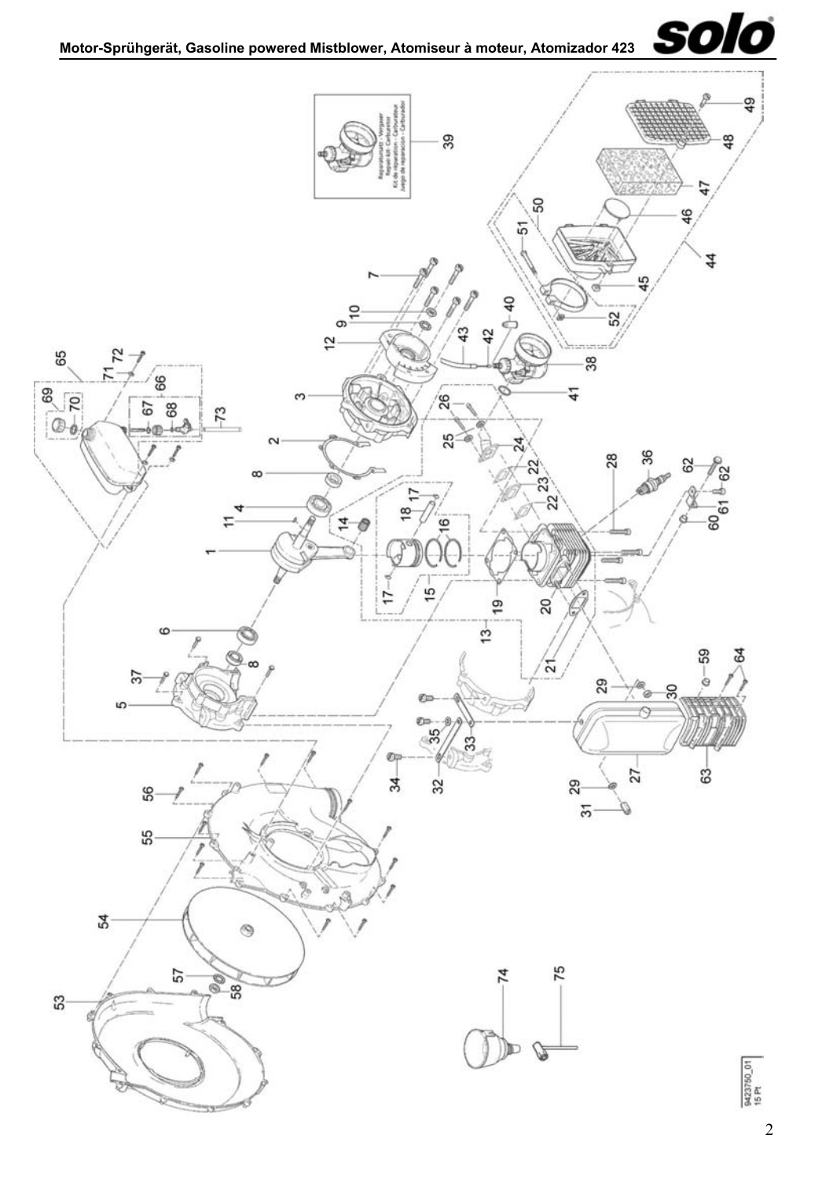# Motor-Sprühgerät, Gasoline powered Mistblower, Atomiseur à moteur, Atomizador 423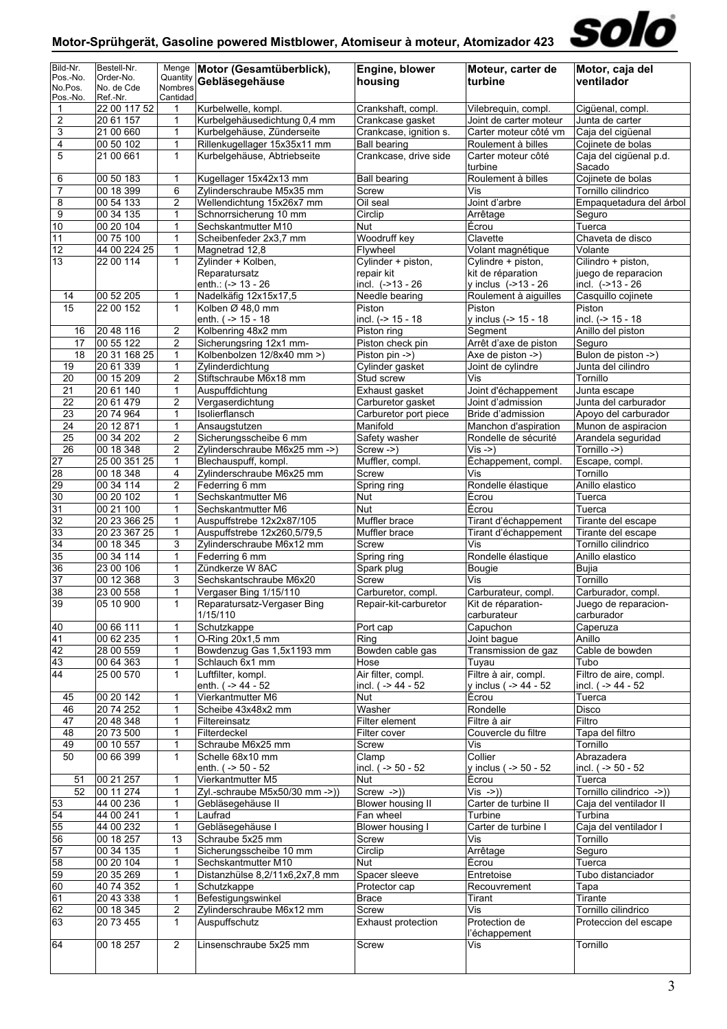# Motor-Sprühgerät, Gasoline powered Mistblower, Atomiseur à moteur, Atomizador 423

| Bild-Nr. Pos.-No. No.Pos. Pos.-No. | Bestell-Nr. Order-No. No. de Cde Ref.-Nr. | Menge Quantity Nombres Cantidad | Motor (Gesamtüberblick), Gebläsegehäuse | Engine, blower housing | Moteur, carter de turbine | Motor, caja del ventilador |
|---|---|---|---|---|---|---|
| 1 | 22 00 117 52 | 1 | Kurbelwelle, kompl. | Crankshaft, compl. | Vilebrequin, compl. | Cigüenal, compl. |
| 2 | 20 61 157 | 1 | Kurbelgehäusedichtung 0,4 mm | Crankcase gasket | Joint de carter moteur | Junta de carter |
| 3 | 21 00 660 | 1 | Kurbelgehäuse, Zünderseite | Crankcase, ignition s. | Carter moteur côté vm | Caja del cigüenal |
| 4 | 00 50 102 | 1 | Rillenkugellager 15x35x11 mm | Ball bearing | Roulement à billes | Cojinete de bolas |
| 5 | 21 00 661 | 1 | Kurbelgehäuse, Abtriebseite | Crankcase, drive side | Carter moteur côté turbine | Caja del cigüenal p.d. Sacado |
| 6 | 00 50 183 | 1 | Kugellager 15x42x13 mm | Ball bearing | Roulement à billes | Cojinete de bolas |
| 7 | 00 18 399 | 6 | Zylinderschraube M5x35 mm | Screw | Vis | Tornillo cilindrico |
| 8 | 00 54 133 | 2 | Wellendichtung 15x26x7 mm | Oil seal | Joint d'arbre | Empaquetadura del árbol |
| 9 | 00 34 135 | 1 | Schnorrsicherung 10 mm | Circlip | Arrêtage | Seguro |
| 10 | 00 20 104 | 1 | Sechskantmutter M10 | Nut | Écrou | Tuerca |
| 11 | 00 75 100 | 1 | Scheibenfeder 2x3,7 mm | Woodruff key | Clavette | Chaveta de disco |
| 12 | 44 00 224 25 | 1 | Magnetrad 12,8 | Flywheel | Volant magnétique | Volante |
| 13 | 22 00 114 | 1 | Zylinder + Kolben, Reparatursatz enth.: (-> 13 - 26 | Cylinder + piston, repair kit incl. (->13 - 26 | Cylindre + piston, kit de réparation y inclus (->13 - 26 | Cilindro + piston, juego de reparacion incl. (->13 - 26 |
| 14 | 00 52 205 | 1 | Nadelkäfig 12x15x17,5 | Needle bearing | Roulement à aiguilles | Casquillo cojinete |
| 15 | 22 00 152 | 1 | Kolben Ø 48,0 mm enth. ( -> 15 - 18 | Piston incl. (-> 15 - 18 | Piston y inclus (-> 15 - 18 | Piston incl. (-> 15 - 18 |
| 16 | 20 48 116 | 2 | Kolbenring 48x2 mm | Piston ring | Segment | Anillo del piston |
| 17 | 00 55 122 | 2 | Sicherungsring 12x1 mm- | Piston check pin | Arrêt d'axe de piston | Seguro |
| 18 | 20 31 168 25 | 1 | Kolbenbolzen 12/8x40 mm >) | Piston pin ->) | Axe de piston ->) | Bulon de piston ->) |
| 19 | 20 61 339 | 1 | Zylinderdichtung | Cylinder gasket | Joint de cylindre | Junta del cilindro |
| 20 | 00 15 209 | 2 | Stiftschraube M6x18 mm | Stud screw | Vis | Tornillo |
| 21 | 20 61 140 | 1 | Auspuffdichtung | Exhaust gasket | Joint d'échappement | Junta escape |
| 22 | 20 61 479 | 2 | Vergaserdichtung | Carburetor gasket | Joint d'admission | Junta del carburador |
| 23 | 20 74 964 | 1 | Isolierflansch | Carburetor port piece | Bride d'admission | Apoyo del carburador |
| 24 | 20 12 871 | 1 | Ansaugstutzen | Manifold | Manchon d'aspiration | Munon de aspiracion |
| 25 | 00 34 202 | 2 | Sicherungsscheibe 6 mm | Safety washer | Rondelle de sécurité | Arandela seguridad |
| 26 | 00 18 348 | 2 | Zylinderschraube M6x25 mm ->) | Screw ->) | Vis ->) | Tornillo ->) |
| 27 | 25 00 351 25 | 1 | Blechauspuff, kompl. | Muffler, compl. | Échappement, compl. | Escape, compl. |
| 28 | 00 18 348 | 4 | Zylinderschraube M6x25 mm | Screw | Vis | Tornillo |
| 29 | 00 34 114 | 2 | Federring 6 mm | Spring ring | Rondelle élastique | Anillo elastico |
| 30 | 00 20 102 | 1 | Sechskantmutter M6 | Nut | Écrou | Tuerca |
| 31 | 00 21 100 | 1 | Sechskantmutter M6 | Nut | Écrou | Tuerca |
| 32 | 20 23 366 25 | 1 | Auspuffstrebe 12x2x87/105 | Muffler brace | Tirant d'échappement | Tirante del escape |
| 33 | 20 23 367 25 | 1 | Auspuffstrebe 12x260,5/79,5 | Muffler brace | Tirant d'échappement | Tirante del escape |
| 34 | 00 18 345 | 3 | Zylinderschraube M6x12 mm | Screw | Vis | Tornillo cilindrico |
| 35 | 00 34 114 | 1 | Federring 6 mm | Spring ring | Rondelle élastique | Anillo elastico |
| 36 | 23 00 106 | 1 | Zündkerze W 8AC | Spark plug | Bougie | Bujia |
| 37 | 00 12 368 | 3 | Sechskantschraube M6x20 | Screw | Vis | Tornillo |
| 38 | 23 00 558 | 1 | Vergaser Bing 1/15/110 | Carburetor, compl. | Carburateur, compl. | Carburador, compl. |
| 39 | 05 10 900 | 1 | Reparatursatz-Vergaser Bing 1/15/110 | Repair-kit-carburetor | Kit de réparation-carburateur | Juego de reparacion-carburador |
| 40 | 00 66 111 | 1 | Schutzkappe | Port cap | Capuchon | Caperuza |
| 41 | 00 62 235 | 1 | O-Ring 20x1,5 mm | Ring | Joint bague | Anillo |
| 42 | 28 00 559 | 1 | Bowdenzug Gas 1,5x1193 mm | Bowden cable gas | Transmission de gaz | Cable de bowden |
| 43 | 00 64 363 | 1 | Schlauch 6x1 mm | Hose | Tuyau | Tubo |
| 44 | 25 00 570 | 1 | Luftfilter, kompl. enth. ( -> 44 - 52 | Air filter, compl. incl. ( -> 44 - 52 | Filtre à air, compl. y inclus ( -> 44 - 52 | Filtro de aire, compl. incl. ( -> 44 - 52 |
| 45 | 00 20 142 | 1 | Vierkantmutter M6 | Nut | Écrou | Tuerca |
| 46 | 20 74 252 | 1 | Scheibe 43x48x2 mm | Washer | Rondelle | Disco |
| 47 | 20 48 348 | 1 | Filtereinsatz | Filter element | Filtre à air | Filtro |
| 48 | 20 73 500 | 1 | Filterdeckel | Filter cover | Couvercle du filtre | Tapa del filtro |
| 49 | 00 10 557 | 1 | Schraube M6x25 mm | Screw | Vis | Tornillo |
| 50 | 00 66 399 | 1 | Schelle 68x10 mm enth. ( -> 50 - 52 | Clamp incl. ( -> 50 - 52 | Collier y inclus ( -> 50 - 52 | Abrazadera incl. ( -> 50 - 52 |
| 51 | 00 21 257 | 1 | Vierkantmutter M5 | Nut | Écrou | Tuerca |
| 52 | 00 11 274 | 1 | Zyl.-schraube M5x50/30 mm ->)) | Screw ->)) | Vis ->)) | Tornillo cilindrico ->)) |
| 53 | 44 00 236 | 1 | Gebläsegehäuse II | Blower housing II | Carter de turbine II | Caja del ventilador II |
| 54 | 44 00 241 | 1 | Laufrad | Fan wheel | Turbine | Turbina |
| 55 | 44 00 232 | 1 | Gebläsegehäuse I | Blower housing I | Carter de turbine I | Caja del ventilador I |
| 56 | 00 18 257 | 13 | Schraube 5x25 mm | Screw | Vis | Tornillo |
| 57 | 00 34 135 | 1 | Sicherungsscheibe 10 mm | Circlip | Arrêtage | Seguro |
| 58 | 00 20 104 | 1 | Sechskantmutter M10 | Nut | Écrou | Tuerca |
| 59 | 20 35 269 | 1 | Distanzhülse 8,2/11x6,2x7,8 mm | Spacer sleeve | Entretoise | Tubo distanciador |
| 60 | 40 74 352 | 1 | Schutzkappe | Protector cap | Recouvrement | Tapa |
| 61 | 20 43 338 | 1 | Befestigungswinkel | Brace | Tirant | Tirante |
| 62 | 00 18 345 | 2 | Zylinderschraube M6x12 mm | Screw | Vis | Tornillo cilindrico |
| 63 | 20 73 455 | 1 | Auspuffschutz | Exhaust protection | Protection de l'échappement | Proteccion del escape |
| 64 | 00 18 257 | 2 | Linsenschraube 5x25 mm | Screw | Vis | Tornillo |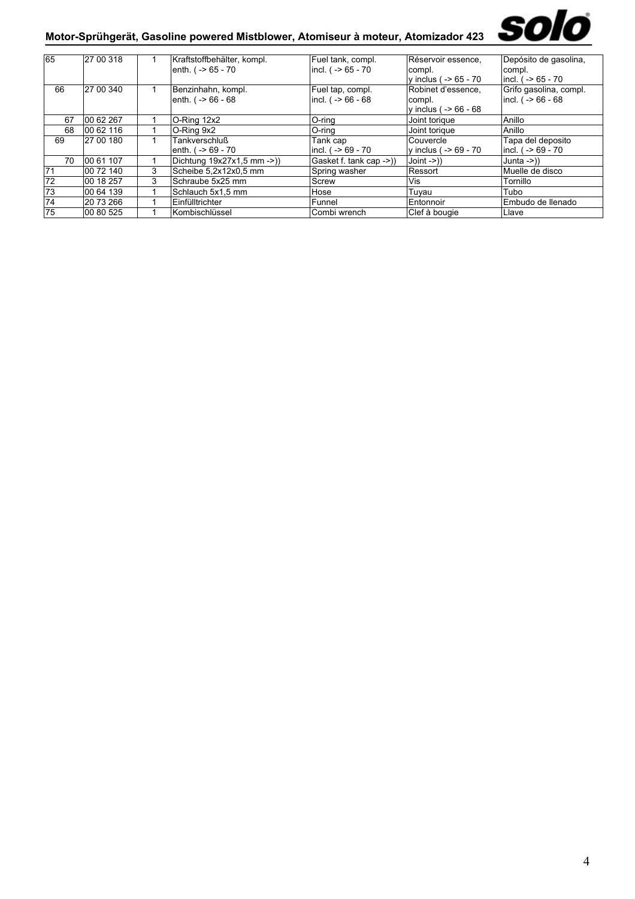| | | | | | | |
|---|---|---|---|---|---|---|
| 65 | 27 00 318 | 1 | Kraftstoffbehälter, kompl. enth. ( -> 65 - 70 | Fuel tank, compl. incl. ( -> 65 - 70 | Réservoir essence, compl. y inclus ( -> 65 - 70 | Depósito de gasolina, compl. incl. ( -> 65 - 70 |
| 66 | 27 00 340 | 1 | Benzinhahn, kompl. enth. ( -> 66 - 68 | Fuel tap, compl. incl. ( -> 66 - 68 | Robinet d'essence, compl. y inclus ( -> 66 - 68 | Grifo gasolina, compl. incl. ( -> 66 - 68 |
| 67 | 00 62 267 | 1 | O-Ring 12x2 | O-ring | Joint torique | Anillo |
| 68 | 00 62 116 | 1 | O-Ring 9x2 | O-ring | Joint torique | Anillo |
| 69 | 27 00 180 | 1 | Tankverschluß enth. ( -> 69 - 70 | Tank cap incl. ( -> 69 - 70 | Couvercle y inclus ( -> 69 - 70 | Tapa del deposito incl. ( -> 69 - 70 |
| 70 | 00 61 107 | 1 | Dichtung 19x27x1,5 mm ->)) | Gasket f. tank cap ->)) | Joint ->)) | Junta ->)) |
| 71 | 00 72 140 | 3 | Scheibe 5,2x12x0,5 mm | Spring washer | Ressort | Muelle de disco |
| 72 | 00 18 257 | 3 | Schraube 5x25 mm | Screw | Vis | Tornillo |
| 73 | 00 64 139 | 1 | Schlauch 5x1,5 mm | Hose | Tuyau | Tubo |
| 74 | 20 73 266 | 1 | Einfülltrichter | Funnel | Entonnoir | Embudo de llenado |
| 75 | 00 80 525 | 1 | Kombischlüssel | Combi wrench | Clef à bougie | Llave |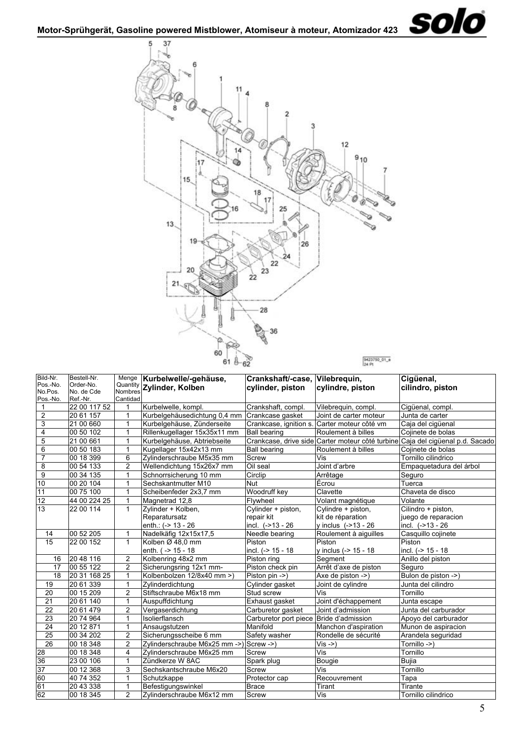## Motor-Sprühgerät, Gasoline powered Mistblower, Atomiseur à moteur, Atomizador 423

| Bild-Nr. Pos.-No. No.Pos. Pos.-No. | Bestell-Nr. Order-No. No. de Cde Ref.-Nr. | Menge Quantity Nombres Cantidad | Kurbelwelle/-gehäuse, Zylinder, Kolben | Crankshaft/-case, cylinder, piston | Vilebrequin, cylindre, piston | Cigüenal, cilindro, piston |
|---|---|---|---|---|---|---|
| 1 | 22 00 117 52 | 1 | Kurbelwelle, kompl. | Crankshaft, compl. | Vilebrequin, compl. | Cigüenal, compl. |
| 2 | 20 61 157 | 1 | Kurbelgehäusedichtung 0,4 mm | Crankcase gasket | Joint de carter moteur | Junta de carter |
| 3 | 21 00 660 | 1 | Kurbelgehäuse, Zünderseite | Crankcase, ignition s. | Carter moteur côté vm | Caja del cigüenal |
| 4 | 00 50 102 | 1 | Rillenkugellager 15x35x11 mm | Ball bearing | Roulement à billes | Cojinete de bolas |
| 5 | 21 00 661 | 1 | Kurbelgehäuse, Abtriebseite | Crankcase, drive side | Carter moteur côté turbine | Caja del cigüenal p.d. Sacado |
| 6 | 00 50 183 | 1 | Kugellager 15x42x13 mm | Ball bearing | Roulement à billes | Cojinete de bolas |
| 7 | 00 18 399 | 6 | Zylinderschraube M5x35 mm | Screw | Vis | Tornillo cilindrico |
| 8 | 00 54 133 | 2 | Wellendichtung 15x26x7 mm | Oil seal | Joint d'arbre | Empaquetadura del árbol |
| 9 | 00 34 135 | 1 | Schnorrsicherung 10 mm | Circlip | Arrêtage | Seguro |
| 10 | 00 20 104 | 1 | Sechskantmutter M10 | Nut | Écrou | Tuerca |
| 11 | 00 75 100 | 1 | Scheibenfeder 2x3,7 mm | Woodruff key | Clavette | Chaveta de disco |
| 12 | 44 00 224 25 | 1 | Magnetrad 12,8 | Flywheel | Volant magnétique | Volante |
| 13 | 22 00 114 | 1 | Zylinder + Kolben, Reparatursatz enth.: (-> 13 - 26 | Cylinder + piston, repair kit incl. (->13 - 26 | Cylindre + piston, kit de réparation y inclus (->13 - 26 | Cilindro + piston, juego de reparacion incl. (->13 - 26 |
| 14 | 00 52 205 | 1 | Nadelkäfig 12x15x17,5 | Needle bearing | Roulement à aiguilles | Casquillo cojinete |
| 15 | 22 00 152 | 1 | Kolben Ø 48,0 mm enth. ( -> 15 - 18 | Piston incl. (-> 15 - 18 | Piston y inclus (-> 15 - 18 | Piston incl. (-> 15 - 18 |
| 16 | 20 48 116 | 2 | Kolbenring 48x2 mm | Piston ring | Segment | Anillo del piston |
| 17 | 00 55 122 | 2 | Sicherungsring 12x1 mm- | Piston check pin | Arrêt d'axe de piston | Seguro |
| 18 | 20 31 168 25 | 1 | Kolbenbolzen 12/8x40 mm >) | Piston pin ->) | Axe de piston ->) | Bulon de piston ->) |
| 19 | 20 61 339 | 1 | Zylinderdichtung | Cylinder gasket | Joint de cylindre | Junta del cilindro |
| 20 | 00 15 209 | 2 | Stiftschraube M6x18 mm | Stud screw | Vis | Tornillo |
| 21 | 20 61 140 | 1 | Auspuffdichtung | Exhaust gasket | Joint d'échappement | Junta escape |
| 22 | 20 61 479 | 2 | Vergaserdichtung | Carburetor gasket | Joint d'admission | Junta del carburador |
| 23 | 20 74 964 | 1 | Isolierflansch | Carburetor port piece | Bride d'admission | Apoyo del carburador |
| 24 | 20 12 871 | 1 | Ansaugstutzen | Manifold | Manchon d'aspiration | Munon de aspiracion |
| 25 | 00 34 202 | 2 | Sicherungsscheibe 6 mm | Safety washer | Rondelle de sécurité | Arandela seguridad |
| 26 | 00 18 348 | 2 | Zylinderschraube M6x25 mm ->) | Screw ->) | Vis ->) | Tornillo ->) |
| 28 | 00 18 348 | 4 | Zylinderschraube M6x25 mm | Screw | Vis | Tornillo |
| 36 | 23 00 106 | 1 | Zündkerze W 8AC | Spark plug | Bougie | Bujia |
| 37 | 00 12 368 | 3 | Sechskantschraube M6x20 | Screw | Vis | Tornillo |
| 60 | 40 74 352 | 1 | Schutzkappe | Protector cap | Recouvrement | Tapa |
| 61 | 20 43 338 | 1 | Befestigungswinkel | Brace | Tirant | Tirante |
| 62 | 00 18 345 | 2 | Zylinderschraube M6x12 mm | Screw | Vis | Tornillo cilindrico |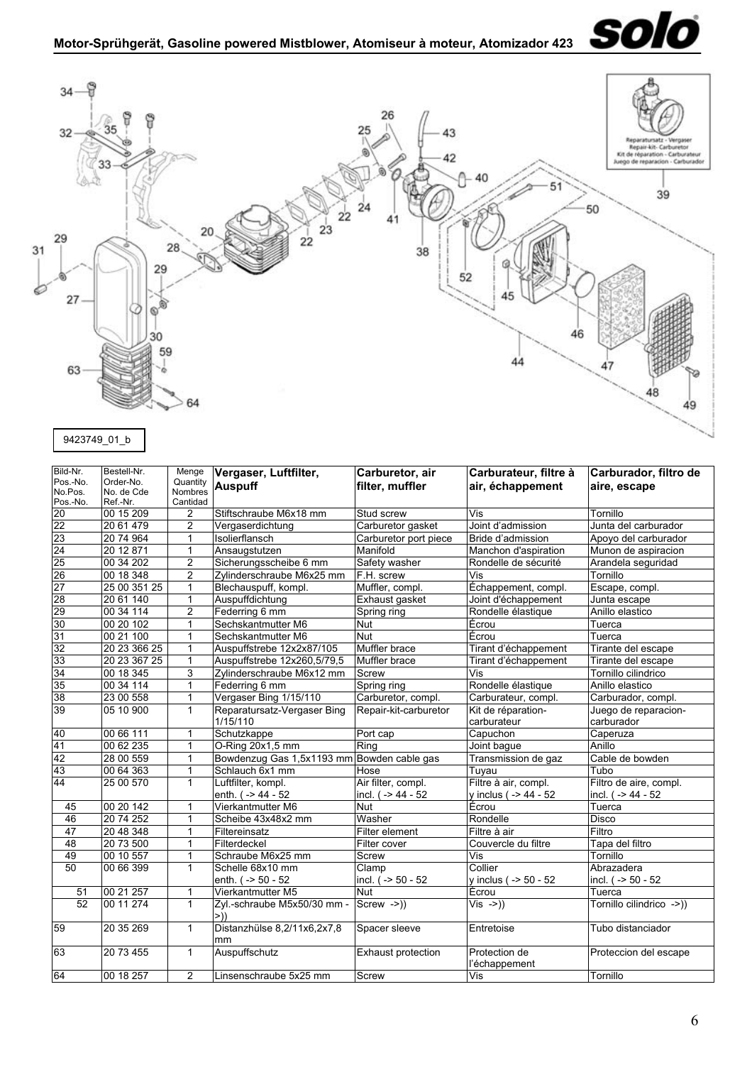# Motor-Sprühgerät, Gasoline powered Mistblower, Atomiseur à moteur, Atomizador 423

Reparatursatz - Vergaser
Repair-kit- Carburetor
Kit de réparation - Carburateur
Juego de reparacion - Carburador

9423749_01_b

| Bild-Nr. Pos.-No. No.Pos. Pos.-No. | Bestell-Nr. Order-No. No. de Cde Ref.-Nr. | Menge Quantity Nombres Cantidad | Vergaser, Luftfilter, Auspuff | Carburetor, air filter, muffler | Carburateur, filtre à air, échappement | Carburador, filtro de aire, escape |
|---|---|---|---|---|---|---|
| 20 | 00 15 209 | 2 | Stiftschraube M6x18 mm | Stud screw | Vis | Tornillo |
| 22 | 20 61 479 | 2 | Vergaserdichtung | Carburetor gasket | Joint d'admission | Junta del carburador |
| 23 | 20 74 964 | 1 | Isolierflansch | Carburetor port piece | Bride d'admission | Apoyo del carburador |
| 24 | 20 12 871 | 1 | Ansaugstutzen | Manifold | Manchon d'aspiration | Munon de aspiracion |
| 25 | 00 34 202 | 2 | Sicherungsscheibe 6 mm | Safety washer | Rondelle de sécurité | Arandela seguridad |
| 26 | 00 18 348 | 2 | Zylinderschraube M6x25 mm | F.H. screw | Vis | Tornillo |
| 27 | 25 00 351 25 | 1 | Blechauspuff, kompl. | Muffler, compl. | Échappement, compl. | Escape, compl. |
| 28 | 20 61 140 | 1 | Auspuffdichtung | Exhaust gasket | Joint d'échappement | Junta escape |
| 29 | 00 34 114 | 2 | Federring 6 mm | Spring ring | Rondelle élastique | Anillo elastico |
| 30 | 00 20 102 | 1 | Sechskantmutter M6 | Nut | Écrou | Tuerca |
| 31 | 00 21 100 | 1 | Sechskantmutter M6 | Nut | Écrou | Tuerca |
| 32 | 20 23 366 25 | 1 | Auspuffstrebe 12x2x87/105 | Muffler brace | Tirant d'échappement | Tirante del escape |
| 33 | 20 23 367 25 | 1 | Auspuffstrebe 12x260,5/79,5 | Muffler brace | Tirant d'échappement | Tirante del escape |
| 34 | 00 18 345 | 3 | Zylinderschraube M6x12 mm | Screw | Vis | Tornillo cilindrico |
| 35 | 00 34 114 | 1 | Federring 6 mm | Spring ring | Rondelle élastique | Anillo elastico |
| 38 | 23 00 558 | 1 | Vergaser Bing 1/15/110 | Carburetor, compl. | Carburateur, compl. | Carburador, compl. |
| 39 | 05 10 900 | 1 | Reparatursatz-Vergaser Bing 1/15/110 | Repair-kit-carburetor | Kit de réparation-carburateur | Juego de reparacion-carburador |
| 40 | 00 66 111 | 1 | Schutzkappe | Port cap | Capuchon | Caperuza |
| 41 | 00 62 235 | 1 | O-Ring 20x1,5 mm | Ring | Joint bague | Anillo |
| 42 | 28 00 559 | 1 | Bowdenzug Gas 1,5x1193 mm | Bowden cable gas | Transmission de gaz | Cable de bowden |
| 43 | 00 64 363 | 1 | Schlauch 6x1 mm | Hose | Tuyau | Tubo |
| 44 | 25 00 570 | 1 | Luftfilter, kompl. enth. ( -> 44 - 52 | Air filter, compl. incl. ( -> 44 - 52 | Filtre à air, compl. y inclus ( -> 44 - 52 | Filtro de aire, compl. incl. ( -> 44 - 52 |
| 45 | 00 20 142 | 1 | Vierkantmutter M6 | Nut | Écrou | Tuerca |
| 46 | 20 74 252 | 1 | Scheibe 43x48x2 mm | Washer | Rondelle | Disco |
| 47 | 20 48 348 | 1 | Filtereinsatz | Filter element | Filtre à air | Filtro |
| 48 | 20 73 500 | 1 | Filterdeckel | Filter cover | Couvercle du filtre | Tapa del filtro |
| 49 | 00 10 557 | 1 | Schraube M6x25 mm | Screw | Vis | Tornillo |
| 50 | 00 66 399 | 1 | Schelle 68x10 mm enth. ( -> 50 - 52 | Clamp incl. ( -> 50 - 52 | Collier y inclus ( -> 50 - 52 | Abrazadera incl. ( -> 50 - 52 |
| 51 | 00 21 257 | 1 | Vierkantmutter M5 | Nut | Écrou | Tuerca |
| 52 | 00 11 274 | 1 | Zyl.-schraube M5x50/30 mm - >)) | Screw ->)) | Vis ->)) | Tornillo cilindrico ->)) |
| 59 | 20 35 269 | 1 | Distanzhülse 8,2/11x6,2x7,8 mm | Spacer sleeve | Entretoise | Tubo distanciador |
| 63 | 20 73 455 | 1 | Auspuffschutz | Exhaust protection | Protection de l'échappement | Proteccion del escape |
| 64 | 00 18 257 | 2 | Linsenschraube 5x25 mm | Screw | Vis | Tornillo |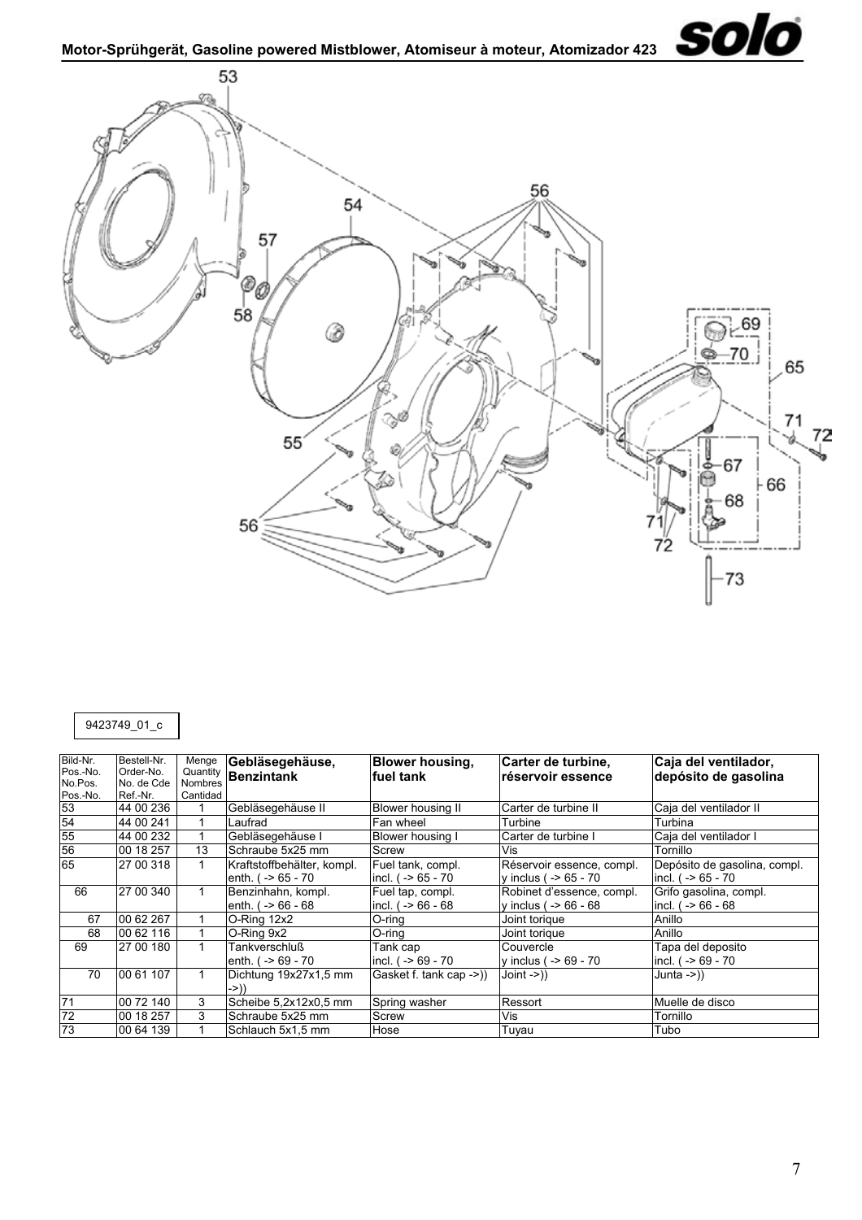## Motor-Sprühgerät, Gasoline powered Mistblower, Atomiseur à moteur, Atomizador 423

9423749_01_c

| Bild-Nr. Pos.-No. No.Pos. Pos.-No. | Bestell-Nr. Order-No. No. de Cde Ref.-Nr. | Menge Quantity Nombres Cantidad | **Gebläsegehäuse, Benzintank** | **Blower housing, fuel tank** | **Carter de turbine, réservoir essence** | **Caja del ventilador, depósito de gasolina** |
|---|---|---|---|---|---|---|
| 53 | 44 00 236 | 1 | Gebläsegehäuse II | Blower housing II | Carter de turbine II | Caja del ventilador II |
| 54 | 44 00 241 | 1 | Laufrad | Fan wheel | Turbine | Turbina |
| 55 | 44 00 232 | 1 | Gebläsegehäuse I | Blower housing I | Carter de turbine I | Caja del ventilador I |
| 56 | 00 18 257 | 13 | Schraube 5x25 mm | Screw | Vis | Tornillo |
| 65 | 27 00 318 | 1 | Kraftstoffbehälter, kompl. enth. ( -> 65 - 70 | Fuel tank, compl. incl. ( -> 65 - 70 | Réservoir essence, compl. y inclus ( -> 65 - 70 | Depósito de gasolina, compl. incl. ( -> 65 - 70 |
| 66 | 27 00 340 | 1 | Benzinhahn, kompl. enth. ( -> 66 - 68 | Fuel tap, compl. incl. ( -> 66 - 68 | Robinet d'essence, compl. y inclus ( -> 66 - 68 | Grifo gasolina, compl. incl. ( -> 66 - 68 |
| 67 | 00 62 267 | 1 | O-Ring 12x2 | O-ring | Joint torique | Anillo |
| 68 | 00 62 116 | 1 | O-Ring 9x2 | O-ring | Joint torique | Anillo |
| 69 | 27 00 180 | 1 | Tankverschluß enth. ( -> 69 - 70 | Tank cap incl. ( -> 69 - 70 | Couvercle y inclus ( -> 69 - 70 | Tapa del deposito incl. ( -> 69 - 70 |
| 70 | 00 61 107 | 1 | Dichtung 19x27x1,5 mm ->)) | Gasket f. tank cap ->)) | Joint ->)) | Junta ->)) |
| 71 | 00 72 140 | 3 | Scheibe 5,2x12x0,5 mm | Spring washer | Ressort | Muelle de disco |
| 72 | 00 18 257 | 3 | Schraube 5x25 mm | Screw | Vis | Tornillo |
| 73 | 00 64 139 | 1 | Schlauch 5x1,5 mm | Hose | Tuyau | Tubo |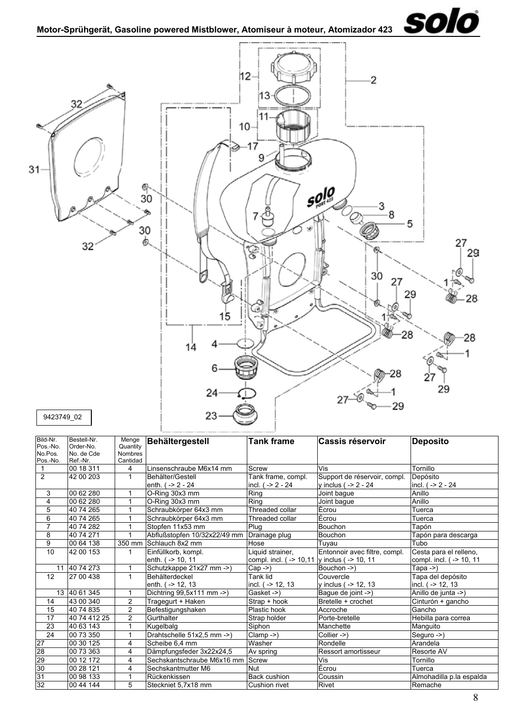# Motor-Sprühgerät, Gasoline powered Mistblower, Atomiseur à moteur, Atomizador 423

9423749_02

| Bild-Nr. Pos.-No. No.Pos. Pos.-No. | Bestell-Nr. Order-No. No. de Cde Ref.-Nr. | Menge Quantity Nombres Cantidad | **Behältergestell** | **Tank frame** | **Cassis réservoir** | **Deposito** |
|---|---|---|---|---|---|---|
| 1 | 00 18 311 | 4 | Linsenschraube M6x14 mm | Screw | Vis | Tornillo |
| 2 | 42 00 203 | 1 | Behälter/Gestell enth. ( -> 2 - 24 | Tank frame, compl. incl. ( -> 2 - 24 | Support de réservoir, compl. y inclus ( -> 2 - 24 | Depósito incl. ( -> 2 - 24 |
| 3 | 00 62 280 | 1 | O-Ring 30x3 mm | Ring | Joint bague | Anillo |
| 4 | 00 62 280 | 1 | O-Ring 30x3 mm | Ring | Joint bague | Anillo |
| 5 | 40 74 265 | 1 | Schraubkörper 64x3 mm | Threaded collar | Écrou | Tuerca |
| 6 | 40 74 265 | 1 | Schraubkörper 64x3 mm | Threaded collar | Écrou | Tuerca |
| 7 | 40 74 282 | 1 | Stopfen 11x53 mm | Plug | Bouchon | Tapón |
| 8 | 40 74 271 | 1 | Abflußstopfen 10/32x22/49 mm | Drainage plug | Bouchon | Tapón para descarga |
| 9 | 00 64 138 | 350 mm | Schlauch 8x2 mm | Hose | Tuyau | Tubo |
| 10 | 42 00 153 | 1 | Einfüllkorb, kompl. enth. ( -> 10, 11 | Liquid strainer, compl. incl. ( -> 10,11 | Entonnoir avec filtre, compl. y inclus ( -> 10, 11 | Cesta para el relleno, compl. incl. ( -> 10, 11 |
| 11 | 40 74 273 | 1 | Schutzkappe 21x27 mm ->) | Cap ->) | Bouchon ->) | Tapa ->) |
| 12 | 27 00 438 | 1 | Behälterdeckel enth. ( -> 12, 13 | Tank lid incl. ( -> 12, 13 | Couvercle y inclus ( -> 12, 13 | Tapa del depósito incl. ( -> 12, 13 |
| 13 | 40 61 345 | 1 | Dichtring 99,5x111 mm ->) | Gasket ->) | Bague de joint ->) | Anillo de junta ->) |
| 14 | 43 00 340 | 2 | Tragegurt + Haken | Strap + hook | Bretelle + crochet | Cinturón + gancho |
| 15 | 40 74 835 | 2 | Befestigungshaken | Plastic hook | Accroche | Gancho |
| 17 | 40 74 412 25 | 2 | Gurthalter | Strap holder | Porte-bretelle | Hebilla para correa |
| 23 | 40 63 143 | 1 | Kugelbalg | Siphon | Manchette | Manguito |
| 24 | 00 73 350 | 1 | Drahtschelle 51x2,5 mm ->) | Clamp ->) | Collier ->) | Seguro ->) |
| 27 | 00 30 125 | 4 | Scheibe 6,4 mm | Washer | Rondelle | Arandela |
| 28 | 00 73 363 | 4 | Dämpfungsfeder 3x22x24,5 | Av spring | Ressort amortisseur | Resorte AV |
| 29 | 00 12 172 | 4 | Sechskantschraube M6x16 mm | Screw | Vis | Tornillo |
| 30 | 00 28 121 | 4 | Sechskantmutter M6 | Nut | Écrou | Tuerca |
| 31 | 00 98 133 | 1 | Rückenkissen | Back cushion | Coussin | Almohadilla p.la espalda |
| 32 | 00 44 144 | 5 | Steckniet 5,7x18 mm | Cushion rivet | Rivet | Remache |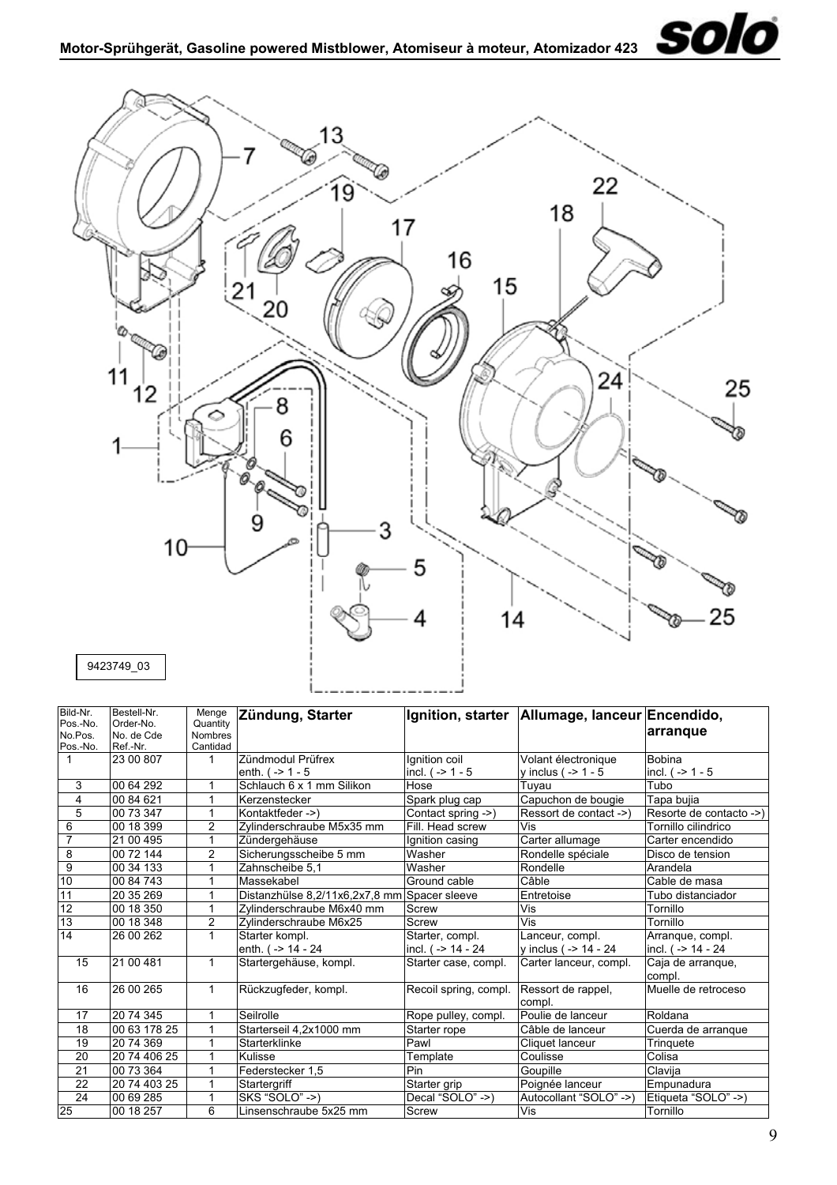## Motor-Sprühgerät, Gasoline powered Mistblower, Atomiseur à moteur, Atomizador 423

9423749_03

| Bild-Nr. Pos.-No. No.Pos. Pos.-No. | Bestell-Nr. Order-No. No. de Cde Ref.-Nr. | Menge Quantity Nombres Cantidad | **Zündung, Starter** | **Ignition, starter** | **Allumage, lanceur** | **Encendido, arranque** |
|---|---|---|---|---|---|---|
| 1 | 23 00 807 | 1 | Zündmodul Prüfrex enth. ( -> 1 - 5 | Ignition coil incl. ( -> 1 - 5 | Volant électronique y inclus ( -> 1 - 5 | Bobina incl. ( -> 1 - 5 |
| 3 | 00 64 292 | 1 | Schlauch 6 x 1 mm Silikon | Hose | Tuyau | Tubo |
| 4 | 00 84 621 | 1 | Kerzenstecker | Spark plug cap | Capuchon de bougie | Tapa bujia |
| 5 | 00 73 347 | 1 | Kontaktfeder ->) | Contact spring ->) | Ressort de contact ->) | Resorte de contacto ->) |
| 6 | 00 18 399 | 2 | Zylinderschraube M5x35 mm | Fill. Head screw | Vis | Tornillo cilindrico |
| 7 | 21 00 495 | 1 | Zündergehäuse | Ignition casing | Carter allumage | Carter encendido |
| 8 | 00 72 144 | 2 | Sicherungsscheibe 5 mm | Washer | Rondelle spéciale | Disco de tension |
| 9 | 00 34 133 | 1 | Zahnscheibe 5,1 | Washer | Rondelle | Arandela |
| 10 | 00 84 743 | 1 | Massekabel | Ground cable | Câble | Cable de masa |
| 11 | 20 35 269 | 1 | Distanzhülse 8,2/11x6,2x7,8 mm | Spacer sleeve | Entretoise | Tubo distanciador |
| 12 | 00 18 350 | 1 | Zylinderschraube M6x40 mm | Screw | Vis | Tornillo |
| 13 | 00 18 348 | 2 | Zylinderschraube M6x25 | Screw | Vis | Tornillo |
| 14 | 26 00 262 | 1 | Starter kompl. enth. ( -> 14 - 24 | Starter, compl. incl. ( -> 14 - 24 | Lanceur, compl. y inclus ( -> 14 - 24 | Arranque, compl. incl. ( -> 14 - 24 |
| 15 | 21 00 481 | 1 | Startergehäuse, kompl. | Starter case, compl. | Carter lanceur, compl. | Caja de arranque, compl. |
| 16 | 26 00 265 | 1 | Rückzugfeder, kompl. | Recoil spring, compl. | Ressort de rappel, compl. | Muelle de retroceso |
| 17 | 20 74 345 | 1 | Seilrolle | Rope pulley, compl. | Poulie de lanceur | Roldana |
| 18 | 00 63 178 25 | 1 | Starterseil 4,2x1000 mm | Starter rope | Câble de lanceur | Cuerda de arranque |
| 19 | 20 74 369 | 1 | Starterklinke | Pawl | Cliquet lanceur | Trinquete |
| 20 | 20 74 406 25 | 1 | Kulisse | Template | Coulisse | Colisa |
| 21 | 00 73 364 | 1 | Federstecker 1,5 | Pin | Goupille | Clavija |
| 22 | 20 74 403 25 | 1 | Startergriff | Starter grip | Poignée lanceur | Empunadura |
| 24 | 00 69 285 | 1 | SKS "SOLO" ->) | Decal "SOLO" ->) | Autocollant "SOLO" ->) | Etiqueta "SOLO" ->) |
| 25 | 00 18 257 | 6 | Linsenschraube 5x25 mm | Screw | Vis | Tornillo |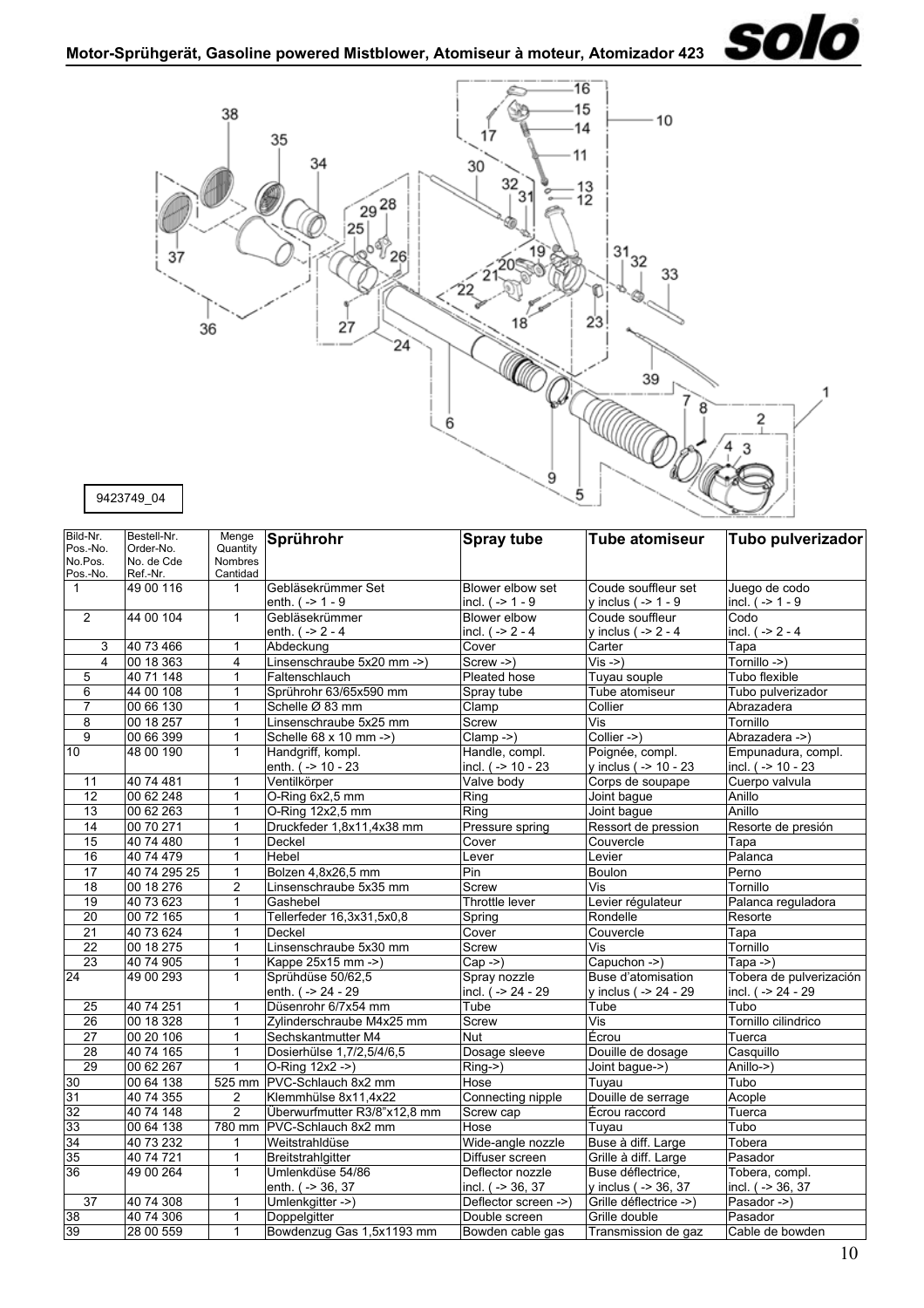# Motor-Sprühgerät, Gasoline powered Mistblower, Atomiseur à moteur, Atomizador 423

9423749_04

| Bild-Nr. Pos.-No. No.Pos. Pos.-No. | Bestell-Nr. Order-No. No. de Cde Ref.-Nr. | Menge Quantity Nombres Cantidad | Sprührohr | Spray tube | Tube atomiseur | Tubo pulverizador |
|---|---|---|---|---|---|---|
| 1 | 49 00 116 | 1 | Gebläsekrümmer Set enth. ( -> 1 - 9 | Blower elbow set incl. ( -> 1 - 9 | Coude souffleur set y inclus ( -> 1 - 9 | Juego de codo incl. ( -> 1 - 9 |
| 2 | 44 00 104 | 1 | Gebläsekrümmer enth. ( -> 2 - 4 | Blower elbow incl. ( -> 2 - 4 | Coude souffleur y inclus ( -> 2 - 4 | Codo incl. ( -> 2 - 4 |
| 3 | 40 73 466 | 1 | Abdeckung | Cover | Carter | Tapa |
| 4 | 00 18 363 | 4 | Linsenschraube 5x20 mm ->) | Screw ->) | Vis ->) | Tornillo ->) |
| 5 | 40 71 148 | 1 | Faltenschlauch | Pleated hose | Tuyau souple | Tubo flexible |
| 6 | 44 00 108 | 1 | Sprührohr 63/65x590 mm | Spray tube | Tube atomiseur | Tubo pulverizador |
| 7 | 00 66 130 | 1 | Schelle Ø 83 mm | Clamp | Collier | Abrazadera |
| 8 | 00 18 257 | 1 | Linsenschraube 5x25 mm | Screw | Vis | Tornillo |
| 9 | 00 66 399 | 1 | Schelle 68 x 10 mm ->) | Clamp ->) | Collier ->) | Abrazadera ->) |
| 10 | 48 00 190 | 1 | Handgriff, kompl. enth. ( -> 10 - 23 | Handle, compl. incl. ( -> 10 - 23 | Poignée, compl. y inclus ( -> 10 - 23 | Empunadura, compl. incl. ( -> 10 - 23 |
| 11 | 40 74 481 | 1 | Ventilkörper | Valve body | Corps de soupape | Cuerpo valvula |
| 12 | 00 62 248 | 1 | O-Ring 6x2,5 mm | Ring | Joint bague | Anillo |
| 13 | 00 62 263 | 1 | O-Ring 12x2,5 mm | Ring | Joint bague | Anillo |
| 14 | 00 70 271 | 1 | Druckfeder 1,8x11,4x38 mm | Pressure spring | Ressort de pression | Resorte de presión |
| 15 | 40 74 480 | 1 | Deckel | Cover | Couvercle | Tapa |
| 16 | 40 74 479 | 1 | Hebel | Lever | Levier | Palanca |
| 17 | 40 74 295 25 | 1 | Bolzen 4,8x26,5 mm | Pin | Boulon | Perno |
| 18 | 00 18 276 | 2 | Linsenschraube 5x35 mm | Screw | Vis | Tornillo |
| 19 | 40 73 623 | 1 | Gashebel | Throttle lever | Levier régulateur | Palanca reguladora |
| 20 | 00 72 165 | 1 | Tellerfeder 16,3x31,5x0,8 | Spring | Rondelle | Resorte |
| 21 | 40 73 624 | 1 | Deckel | Cover | Couvercle | Tapa |
| 22 | 00 18 275 | 1 | Linsenschraube 5x30 mm | Screw | Vis | Tornillo |
| 23 | 40 74 905 | 1 | Kappe 25x15 mm ->) | Cap ->) | Capuchon ->) | Tapa ->) |
| 24 | 49 00 293 | 1 | Sprühdüse 50/62,5 enth. ( -> 24 - 29 | Spray nozzle incl. ( -> 24 - 29 | Buse d'atomisation y inclus ( -> 24 - 29 | Tobera de pulverización incl. ( -> 24 - 29 |
| 25 | 40 74 251 | 1 | Düsenrohr 6/7x54 mm | Tube | Tube | Tubo |
| 26 | 00 18 328 | 1 | Zylinderschraube M4x25 mm | Screw | Vis | Tornillo cilindrico |
| 27 | 00 20 106 | 1 | Sechskantmutter M4 | Nut | Écrou | Tuerca |
| 28 | 40 74 165 | 1 | Dosierhülse 1,7/2,5/4/6,5 | Dosage sleeve | Douille de dosage | Casquillo |
| 29 | 00 62 267 | 1 | O-Ring 12x2 ->) | Ring->) | Joint bague->) | Anillo->) |
| 30 | 00 64 138 | 525 mm | PVC-Schlauch 8x2 mm | Hose | Tuyau | Tubo |
| 31 | 40 74 355 | 2 | Klemmhülse 8x11,4x22 | Connecting nipple | Douille de serrage | Acople |
| 32 | 40 74 148 | 2 | Überwurfmutter R3/8"x12,8 mm | Screw cap | Écrou raccord | Tuerca |
| 33 | 00 64 138 | 780 mm | PVC-Schlauch 8x2 mm | Hose | Tuyau | Tubo |
| 34 | 40 73 232 | 1 | Weitstrahldüse | Wide-angle nozzle | Buse à diff. Large | Tobera |
| 35 | 40 74 721 | 1 | Breitstrahlgitter | Diffuser screen | Grille à diff. Large | Pasador |
| 36 | 49 00 264 | 1 | Umlenkdüse 54/86 enth. ( -> 36, 37 | Deflector nozzle incl. ( -> 36, 37 | Buse déflectrice, y inclus ( -> 36, 37 | Tobera, compl. incl. ( -> 36, 37 |
| 37 | 40 74 308 | 1 | Umlenkgitter ->) | Deflector screen ->) | Grille déflectrice ->) | Pasador ->) |
| 38 | 40 74 306 | 1 | Doppelgitter | Double screen | Grille double | Pasador |
| 39 | 28 00 559 | 1 | Bowdenzug Gas 1,5x1193 mm | Bowden cable gas | Transmission de gaz | Cable de bowden |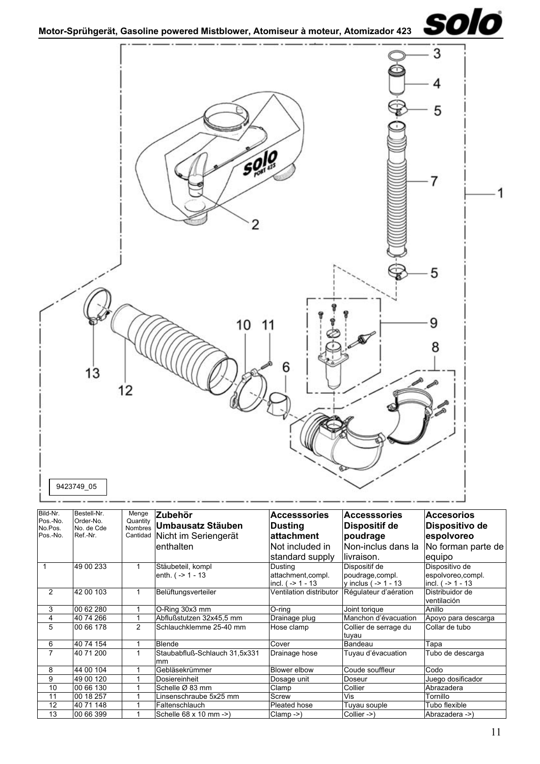## Motor-Sprühgerät, Gasoline powered Mistblower, Atomiseur à moteur, Atomizador 423

9423749_05

| Bild-Nr. Pos.-No. No.Pos. Pos.-No. | Bestell-Nr. Order-No. No. de Cde Ref.-Nr. | Menge Quantity Nombres Cantidad | **Zubehör Umbausatz Stäuben** Nicht im Seriengerät enthalten | **Accesssories Dusting attachment** Not included in standard supply | **Accesssories Dispositif de poudrage** Non-inclus dans la livraison. | **Accesorios Dispositivo de espolvoreo** No forman parte de equipo |
|---|---|---|---|---|---|---|
| 1 | 49 00 233 | 1 | Stäubeteil, kompl enth. ( -> 1 - 13 | Dusting attachment,compl. incl. ( -> 1 - 13 | Dispositif de poudrage,compl. y inclus ( -> 1 - 13 | Dispositivo de espolvoreo,compl. incl. ( -> 1 - 13 |
| 2 | 42 00 103 | 1 | Belüftungsverteiler | Ventilation distributor | Régulateur d'aération | Distribuidor de ventilación |
| 3 | 00 62 280 | 1 | O-Ring 30x3 mm | O-ring | Joint torique | Anillo |
| 4 | 40 74 266 | 1 | Abflußstutzen 32x45,5 mm | Drainage plug | Manchon d'évacuation | Apoyo para descarga |
| 5 | 00 66 178 | 2 | Schlauchklemme 25-40 mm | Hose clamp | Collier de serrage du tuyau | Collar de tubo |
| 6 | 40 74 154 | 1 | Blende | Cover | Bandeau | Tapa |
| 7 | 40 71 200 | 1 | Staubabfluß-Schlauch 31,5x331 mm | Drainage hose | Tuyau d'évacuation | Tubo de descarga |
| 8 | 44 00 104 | 1 | Gebläsekrümmer | Blower elbow | Coude souffleur | Codo |
| 9 | 49 00 120 | 1 | Dosiereinheit | Dosage unit | Doseur | Juego dosificador |
| 10 | 00 66 130 | 1 | Schelle Ø 83 mm | Clamp | Collier | Abrazadera |
| 11 | 00 18 257 | 1 | Linsenschraube 5x25 mm | Screw | Vis | Tornillo |
| 12 | 40 71 148 | 1 | Faltenschlauch | Pleated hose | Tuyau souple | Tubo flexible |
| 13 | 00 66 399 | 1 | Schelle 68 x 10 mm ->) | Clamp ->) | Collier ->) | Abrazadera ->) |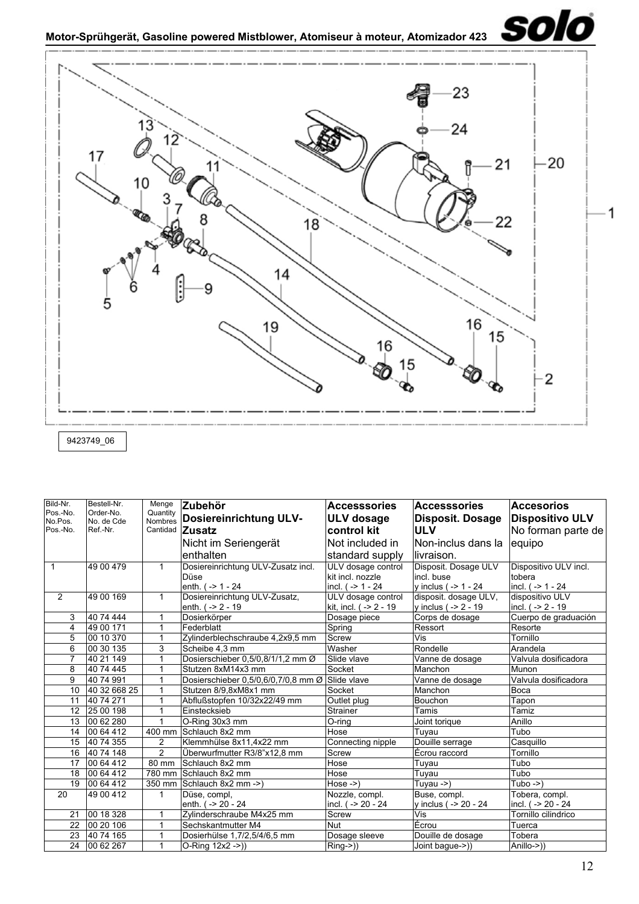## Motor-Sprühgerät, Gasoline powered Mistblower, Atomiseur à moteur, Atomizador 423

9423749_06

| Bild-Nr. Pos.-No. No.Pos. Pos.-No. | Bestell-Nr. Order-No. No. de Cde Ref.-Nr. | Menge Quantity Nombres Cantidad | **Zubehör Dosiereinrichtung ULV-Zusatz** Nicht im Seriengerät enthalten | **Accesssories ULV dosage control kit** Not included in standard supply | **Accesssories Disposit. Dosage ULV** Non-inclus dans la livraison. | **Accesorios Dispositivo ULV** No forman parte de equipo |
|---|---|---|---|---|---|---|
| 1 | 49 00 479 | 1 | Dosiereinrichtung ULV-Zusatz incl. Düse enth. ( -> 1 - 24 | ULV dosage control kit incl. nozzle incl. ( -> 1 - 24 | Disposit. Dosage ULV incl. buse y inclus ( -> 1 - 24 | Dispositivo ULV incl. tobera incl. ( -> 1 - 24 |
| 2 | 49 00 169 | 1 | Dosiereinrichtung ULV-Zusatz, enth. ( -> 2 - 19 | ULV dosage control kit, incl. ( -> 2 - 19 | disposit. dosage ULV, y inclus ( -> 2 - 19 | dispositivo ULV incl. ( -> 2 - 19 |
| 3 | 40 74 444 | 1 | Dosierkörper | Dosage piece | Corps de dosage | Cuerpo de graduación |
| 4 | 49 00 171 | 1 | Federblatt | Spring | Ressort | Resorte |
| 5 | 00 10 370 | 1 | Zylinderblechschraube 4,2x9,5 mm | Screw | Vis | Tornillo |
| 6 | 00 30 135 | 3 | Scheibe 4,3 mm | Washer | Rondelle | Arandela |
| 7 | 40 21 149 | 1 | Dosierschieber 0,5/0,8/1/1,2 mm Ø | Slide vlave | Vanne de dosage | Valvula dosificadora |
| 8 | 40 74 445 | 1 | Stutzen 8xM14x3 mm | Socket | Manchon | Munon |
| 9 | 40 74 991 | 1 | Dosierschieber 0,5/0,6/0,7/0,8 mm Ø | Slide vlave | Vanne de dosage | Valvula dosificadora |
| 10 | 40 32 668 25 | 1 | Stutzen 8/9,8xM8x1 mm | Socket | Manchon | Boca |
| 11 | 40 74 271 | 1 | Abflußstopfen 10/32x22/49 mm | Outlet plug | Bouchon | Tapon |
| 12 | 25 00 198 | 1 | Einstecksieb | Strainer | Tamis | Tamiz |
| 13 | 00 62 280 | 1 | O-Ring 30x3 mm | O-ring | Joint torique | Anillo |
| 14 | 00 64 412 | 400 mm | Schlauch 8x2 mm | Hose | Tuyau | Tubo |
| 15 | 40 74 355 | 2 | Klemmhülse 8x11,4x22 mm | Connecting nipple | Douille serrage | Casquillo |
| 16 | 40 74 148 | 2 | Überwurfmutter R3/8"x12,8 mm | Screw | Écrou raccord | Tornillo |
| 17 | 00 64 412 | 80 mm | Schlauch 8x2 mm | Hose | Tuyau | Tubo |
| 18 | 00 64 412 | 780 mm | Schlauch 8x2 mm | Hose | Tuyau | Tubo |
| 19 | 00 64 412 | 350 mm | Schlauch 8x2 mm ->) | Hose ->) | Tuyau ->) | Tubo ->) |
| 20 | 49 00 412 | 1 | Düse, compl, enth. ( -> 20 - 24 | Nozzle, compl. incl. ( -> 20 - 24 | Buse, compl. y inclus ( -> 20 - 24 | Tobera, compl. incl. ( -> 20 - 24 |
| 21 | 00 18 328 | 1 | Zylinderschraube M4x25 mm | Screw | Vis | Tornillo cilindrico |
| 22 | 00 20 106 | 1 | Sechskantmutter M4 | Nut | Écrou | Tuerca |
| 23 | 40 74 165 | 1 | Dosierhülse 1,7/2,5/4/6,5 mm | Dosage sleeve | Douille de dosage | Tobera |
| 24 | 00 62 267 | 1 | O-Ring 12x2 ->)) | Ring->)) | Joint bague->)) | Anillo->)) |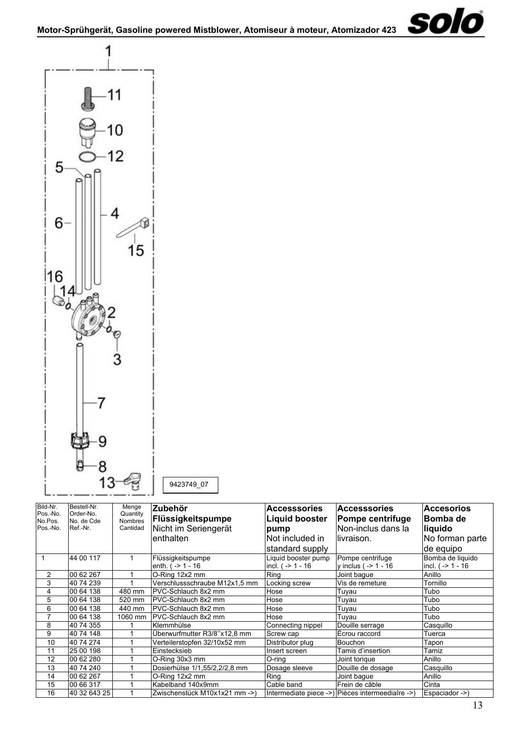## Motor-Sprühgerät, Gasoline powered Mistblower, Atomiseur à moteur, Atomizador 423

9423749_07

| Bild-Nr. Pos.-No. No.Pos. Pos.-No. | Bestell-Nr. Order-No. No. de Cde Ref.-Nr. | Menge Quantity Nombres Cantidad | **Zubehör Flüssigkeitspumpe** Nicht im Seriengerät enthalten | **Accesssories Liquid booster pump** Not included in standard supply | **Accesssories Pompe centrifuge** Non-inclus dans la livraison. | **Accesorios Bomba de liquido** No forman parte de equipo |
|---|---|---|---|---|---|---|
| 1 | 44 00 117 | 1 | Flüssigkeitspumpe enth. ( -> 1 - 16 | Liquid booster pump incl. ( -> 1 - 16 | Pompe centrifuge y inclus ( -> 1 - 16 | Bomba de liquido incl. ( -> 1 - 16 |
| 2 | 00 62 267 | 1 | O-Ring 12x2 mm | Ring | Joint bague | Anillo |
| 3 | 40 74 239 | 1 | Verschlussschraube M12x1,5 mm | Locking screw | Vis de remeture | Tornillo |
| 4 | 00 64 138 | 480 mm | PVC-Schlauch 8x2 mm | Hose | Tuyau | Tubo |
| 5 | 00 64 138 | 520 mm | PVC-Schlauch 8x2 mm | Hose | Tuyau | Tubo |
| 6 | 00 64 138 | 440 mm | PVC-Schlauch 8x2 mm | Hose | Tuyau | Tubo |
| 7 | 00 64 138 | 1060 mm | PVC-Schlauch 8x2 mm | Hose | Tuyau | Tubo |
| 8 | 40 74 355 | 1 | Klemmhülse | Connecting nippel | Douille serrage | Casquillo |
| 9 | 40 74 148 | 1 | Überwurfmutter R3/8"x12,8 mm | Screw cap | Écrou raccord | Tuerca |
| 10 | 40 74 274 | 1 | Verteilerstopfen 32/10x52 mm | Distributor plug | Bouchon | Tapon |
| 11 | 25 00 198 | 1 | Einstecksieb | Insert screen | Tamis d'insertion | Tamiz |
| 12 | 00 62 280 | 1 | O-Ring 30x3 mm | O-ring | Joint torique | Anillo |
| 13 | 40 74 240 | 1 | Dosierhülse 1/1,55/2,2/2,8 mm | Dosage sleeve | Douille de dosage | Casquillo |
| 14 | 00 62 267 | 1 | O-Ring 12x2 mm | Ring | Joint bague | Anillo |
| 15 | 00 66 317 | 1 | Kabelband 140x9mm | Cable band | Frein de câble | Cinta |
| 16 | 40 32 643 25 | 1 | Zwischenstück M10x1x21 mm ->) | Intermediate piece ->) | Pièces intermeediaîre ->) | Espaciador ->) |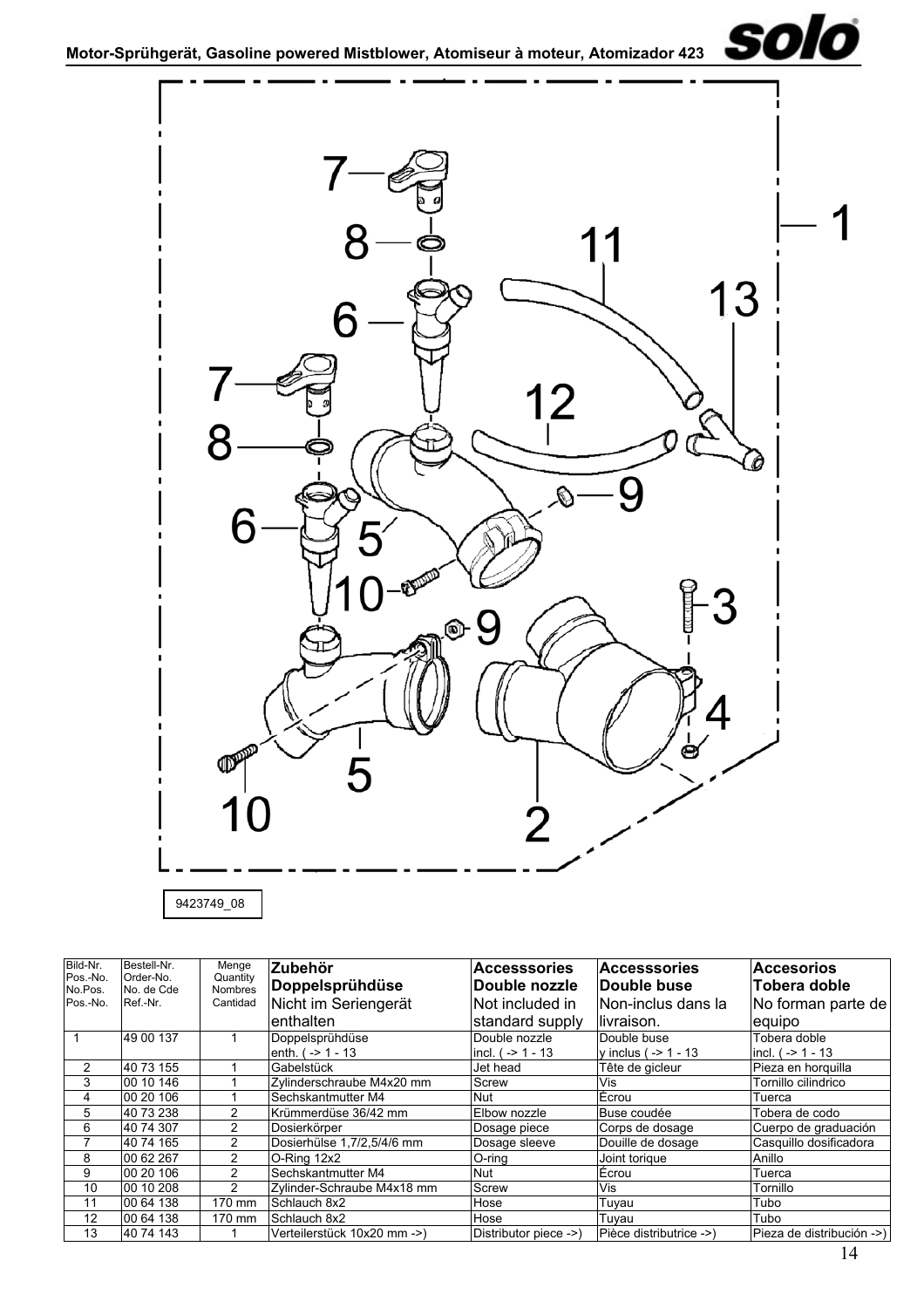# Motor-Sprühgerät, Gasoline powered Mistblower, Atomiseur à moteur, Atomizador 423

9423749_08

| Bild-Nr. Pos.-No. No.Pos. Pos.-No. | Bestell-Nr. Order-No. No. de Cde Ref.-Nr. | Menge Quantity Nombres Cantidad | **Zubehör Doppelsprühdüse** Nicht im Seriengerät enthalten | **Accesssories Double nozzle** Not included in standard supply | **Accesssories Double buse** Non-inclus dans la livraison. | **Accesorios Tobera doble** No forman parte de equipo |
|---|---|---|---|---|---|---|
| 1 | 49 00 137 | 1 | Doppelsprühdüse enth. ( -> 1 - 13 | Double nozzle incl. ( -> 1 - 13 | Double buse y inclus ( -> 1 - 13 | Tobera doble incl. ( -> 1 - 13 |
| 2 | 40 73 155 | 1 | Gabelstück | Jet head | Tête de gicleur | Pieza en horquilla |
| 3 | 00 10 146 | 1 | Zylinderschraube M4x20 mm | Screw | Vis | Tornillo cilíndrico |
| 4 | 00 20 106 | 1 | Sechskantmutter M4 | Nut | Écrou | Tuerca |
| 5 | 40 73 238 | 2 | Krümmerdüse 36/42 mm | Elbow nozzle | Buse coudée | Tobera de codo |
| 6 | 40 74 307 | 2 | Dosierkörper | Dosage piece | Corps de dosage | Cuerpo de graduación |
| 7 | 40 74 165 | 2 | Dosierhülse 1,7/2,5/4/6 mm | Dosage sleeve | Douille de dosage | Casquillo dosificadora |
| 8 | 00 62 267 | 2 | O-Ring 12x2 | O-ring | Joint torique | Anillo |
| 9 | 00 20 106 | 2 | Sechskantmutter M4 | Nut | Écrou | Tuerca |
| 10 | 00 10 208 | 2 | Zylinder-Schraube M4x18 mm | Screw | Vis | Tornillo |
| 11 | 00 64 138 | 170 mm | Schlauch 8x2 | Hose | Tuyau | Tubo |
| 12 | 00 64 138 | 170 mm | Schlauch 8x2 | Hose | Tuyau | Tubo |
| 13 | 40 74 143 | 1 | Verteilerstück 10x20 mm ->) | Distributor piece ->) | Pièce distributrice ->) | Pieza de distribución ->) |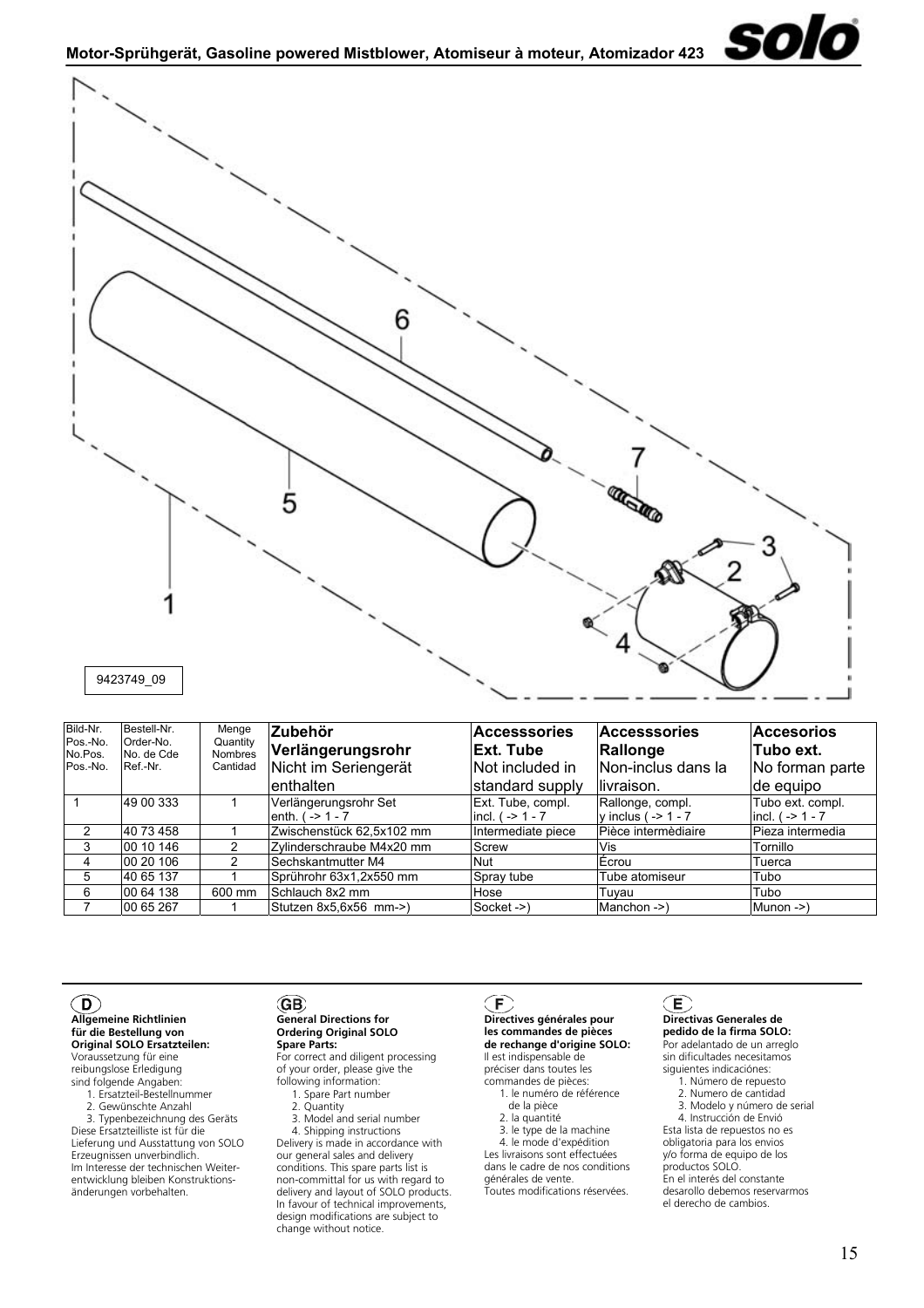# Motor-Sprühgerät, Gasoline powered Mistblower, Atomiseur à moteur, Atomizador 423

9423749_09

| Bild-Nr. Pos.-No. No.Pos. Pos.-No. | Bestell-Nr. Order-No. No. de Cde Ref.-Nr. | Menge Quantity Nombres Cantidad | **Zubehör Verlängerungsrohr** Nicht im Seriengerät enthalten | **Accesssories Ext. Tube** Not included in standard supply | **Accesssories Rallonge** Non-inclus dans la livraison. | **Accesorios Tubo ext.** No forman parte de equipo |
|---|---|---|---|---|---|---|
| 1 | 49 00 333 | 1 | Verlängerungsrohr Set enth. ( -> 1 - 7 | Ext. Tube, compl. incl. ( -> 1 - 7 | Rallonge, compl. y inclus ( -> 1 - 7 | Tubo ext. compl. incl. ( -> 1 - 7 |
| 2 | 40 73 458 | 1 | Zwischenstück 62,5x102 mm | Intermediate piece | Pièce intermèdiaire | Pieza intermedia |
| 3 | 00 10 146 | 2 | Zylinderschraube M4x20 mm | Screw | Vis | Tornillo |
| 4 | 00 20 106 | 2 | Sechskantmutter M4 | Nut | Écrou | Tuerca |
| 5 | 40 65 137 | 1 | Sprührohr 63x1,2x550 mm | Spray tube | Tube atomiseur | Tubo |
| 6 | 00 64 138 | 600 mm | Schlauch 8x2 mm | Hose | Tuyau | Tubo |
| 7 | 00 65 267 | 1 | Stutzen 8x5,6x56 mm->) | Socket ->) | Manchon ->) | Munon ->) |

**D**

**Allgemeine Richtlinien für die Bestellung von Original SOLO Ersatzteilen:**
Voraussetzung für eine reibungslose Erledigung sind folgende Angaben:
1. Ersatzteil-Bestellnummer
2. Gewünschte Anzahl
3. Typenbezeichnung des Geräts

Diese Ersatzteilliste ist für die Lieferung und Ausstattung von SOLO Erzeugnissen unverbindlich. Im Interesse der technischen Weiterentwicklung bleiben Konstruktionsänderungen vorbehalten.

**GB**

**General Directions for Ordering Original SOLO Spare Parts:**
For correct and diligent processing of your order, please give the following information:
1. Spare Part number
2. Quantity
3. Model and serial number
4. Shipping instructions

Delivery is made in accordance with our general sales and delivery conditions. This spare parts list is non-committal for us with regard to delivery and layout of SOLO products. In favour of technical improvements, design modifications are subject to change without notice.

**F**

**Directives générales pour les commandes de pièces de rechange d'origine SOLO:**
Il est indispensable de préciser dans toutes les commandes de pièces:
1. le numéro de référence de la pièce
2. la quantité
3. le type de la machine
4. le mode d'expédition

Les livraisons sont effectuées dans le cadre de nos conditions générales de vente.
Toutes modifications réservées.

**E**

**Directivas Generales de pedido de la firma SOLO:**
Por adelantado de un arreglo sin dificultades necesitamos siguientes indicaciónes:
1. Número de repuesto
2. Numero de cantidad
3. Modelo y número de serial
4. Instrucción de Envió

Esta lista de repuestos no es obligatoria para los envios y/o forma de equipo de los productos SOLO.
En el interés del constante desarollo debemos reservarmos el derecho de cambios.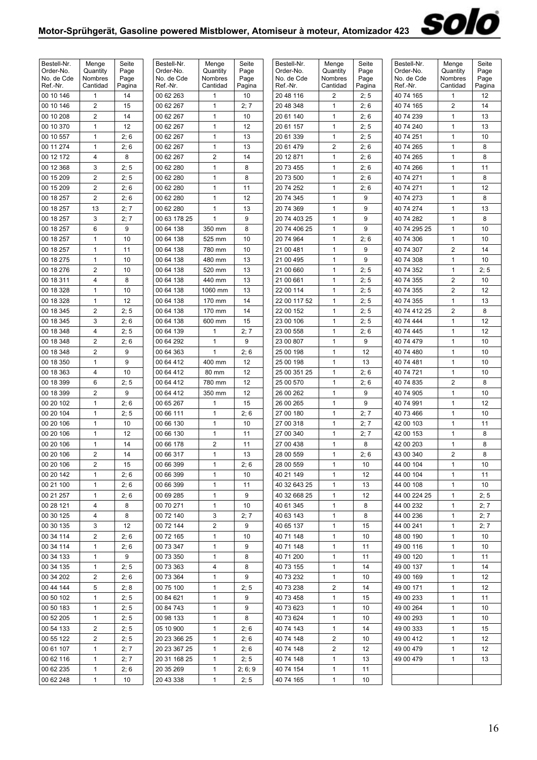## Motor-Sprühgerät, Gasoline powered Mistblower, Atomiseur à moteur, Atomizador 423

| Bestell-Nr. Order-No. No. de Cde Ref.-Nr. | Menge Quantity Nombres Cantidad | Seite Page Page Pagina |
|---|---|---|
| 00 10 146 | 1 | 14 |
| 00 10 146 | 2 | 15 |
| 00 10 208 | 2 | 14 |
| 00 10 370 | 1 | 12 |
| 00 10 557 | 1 | 2; 6 |
| 00 11 274 | 1 | 2; 6 |
| 00 12 172 | 4 | 8 |
| 00 12 368 | 3 | 2; 5 |
| 00 15 209 | 2 | 2; 5 |
| 00 15 209 | 2 | 2; 6 |
| 00 18 257 | 2 | 2; 6 |
| 00 18 257 | 13 | 2; 7 |
| 00 18 257 | 3 | 2; 7 |
| 00 18 257 | 6 | 9 |
| 00 18 257 | 1 | 10 |
| 00 18 257 | 1 | 11 |
| 00 18 275 | 1 | 10 |
| 00 18 276 | 2 | 10 |
| 00 18 311 | 4 | 8 |
| 00 18 328 | 1 | 10 |
| 00 18 328 | 1 | 12 |
| 00 18 345 | 2 | 2; 5 |
| 00 18 345 | 3 | 2; 6 |
| 00 18 348 | 4 | 2; 5 |
| 00 18 348 | 2 | 2; 6 |
| 00 18 348 | 2 | 9 |
| 00 18 350 | 1 | 9 |
| 00 18 363 | 4 | 10 |
| 00 18 399 | 6 | 2; 5 |
| 00 18 399 | 2 | 9 |
| 00 20 102 | 1 | 2; 6 |
| 00 20 104 | 1 | 2; 5 |
| 00 20 106 | 1 | 10 |
| 00 20 106 | 1 | 12 |
| 00 20 106 | 1 | 14 |
| 00 20 106 | 2 | 14 |
| 00 20 106 | 2 | 15 |
| 00 20 142 | 1 | 2; 6 |
| 00 21 100 | 1 | 2; 6 |
| 00 21 257 | 1 | 2; 6 |
| 00 28 121 | 4 | 8 |
| 00 30 125 | 4 | 8 |
| 00 30 135 | 3 | 12 |
| 00 34 114 | 2 | 2; 6 |
| 00 34 114 | 1 | 2; 6 |
| 00 34 133 | 1 | 9 |
| 00 34 135 | 1 | 2; 5 |
| 00 34 202 | 2 | 2; 6 |
| 00 44 144 | 5 | 2; 8 |
| 00 50 102 | 1 | 2; 5 |
| 00 50 183 | 1 | 2; 5 |
| 00 52 205 | 1 | 2; 5 |
| 00 54 133 | 2 | 2; 5 |
| 00 55 122 | 2 | 2; 5 |
| 00 61 107 | 1 | 2; 7 |
| 00 62 116 | 1 | 2; 7 |
| 00 62 235 | 1 | 2; 6 |
| 00 62 248 | 1 | 10 |
| 00 62 263 | 1 | 10 |
| 00 62 267 | 1 | 2; 7 |
| 00 62 267 | 1 | 10 |
| 00 62 267 | 1 | 12 |
| 00 62 267 | 1 | 13 |
| 00 62 267 | 1 | 13 |
| 00 62 267 | 2 | 14 |
| 00 62 280 | 1 | 8 |
| 00 62 280 | 1 | 8 |
| 00 62 280 | 1 | 11 |
| 00 62 280 | 1 | 12 |
| 00 62 280 | 1 | 13 |
| 00 63 178 25 | 1 | 9 |
| 00 64 138 | 350 mm | 8 |
| 00 64 138 | 525 mm | 10 |
| 00 64 138 | 780 mm | 10 |
| 00 64 138 | 480 mm | 13 |
| 00 64 138 | 520 mm | 13 |
| 00 64 138 | 440 mm | 13 |
| 00 64 138 | 1060 mm | 13 |
| 00 64 138 | 170 mm | 14 |
| 00 64 138 | 170 mm | 14 |
| 00 64 138 | 600 mm | 15 |
| 00 64 139 | 1 | 2; 7 |
| 00 64 292 | 1 | 9 |
| 00 64 363 | 1 | 2; 6 |
| 00 64 412 | 400 mm | 12 |
| 00 64 412 | 80 mm | 12 |
| 00 64 412 | 780 mm | 12 |
| 00 64 412 | 350 mm | 12 |
| 00 65 267 | 1 | 15 |
| 00 66 111 | 1 | 2; 6 |
| 00 66 130 | 1 | 10 |
| 00 66 130 | 1 | 11 |
| 00 66 178 | 2 | 11 |
| 00 66 317 | 1 | 13 |
| 00 66 399 | 1 | 2; 6 |
| 00 66 399 | 1 | 10 |
| 00 66 399 | 1 | 11 |
| 00 69 285 | 1 | 9 |
| 00 70 271 | 1 | 10 |
| 00 72 140 | 3 | 2; 7 |
| 00 72 144 | 2 | 9 |
| 00 72 165 | 1 | 10 |
| 00 73 347 | 1 | 9 |
| 00 73 350 | 1 | 8 |
| 00 73 363 | 4 | 8 |
| 00 73 364 | 1 | 9 |
| 00 75 100 | 1 | 2; 5 |
| 00 84 621 | 1 | 9 |
| 00 84 743 | 1 | 9 |
| 00 98 133 | 1 | 8 |
| 05 10 900 | 1 | 2; 6 |
| 20 23 366 25 | 1 | 2; 6 |
| 20 23 367 25 | 1 | 2; 6 |
| 20 31 168 25 | 1 | 2; 5 |
| 20 35 269 | 1 | 2; 6; 9 |
| 20 43 338 | 1 | 2; 5 |
| 20 48 116 | 2 | 2; 5 |
| 20 48 348 | 1 | 2; 6 |
| 20 61 140 | 1 | 2; 6 |
| 20 61 157 | 1 | 2; 5 |
| 20 61 339 | 1 | 2; 5 |
| 20 61 479 | 2 | 2; 6 |
| 20 12 871 | 1 | 2; 6 |
| 20 73 455 | 1 | 2; 6 |
| 20 73 500 | 1 | 2; 6 |
| 20 74 252 | 1 | 2; 6 |
| 20 74 345 | 1 | 9 |
| 20 74 369 | 1 | 9 |
| 20 74 403 25 | 1 | 9 |
| 20 74 406 25 | 1 | 9 |
| 20 74 964 | 1 | 2; 6 |
| 21 00 481 | 1 | 9 |
| 21 00 495 | 1 | 9 |
| 21 00 660 | 1 | 2; 5 |
| 21 00 661 | 1 | 2; 5 |
| 22 00 114 | 1 | 2; 5 |
| 22 00 117 52 | 1 | 2; 5 |
| 22 00 152 | 1 | 2; 5 |
| 23 00 106 | 1 | 2; 5 |
| 23 00 558 | 1 | 2; 6 |
| 23 00 807 | 1 | 9 |
| 25 00 198 | 1 | 12 |
| 25 00 198 | 1 | 13 |
| 25 00 351 25 | 1 | 2; 6 |
| 25 00 570 | 1 | 2; 6 |
| 26 00 262 | 1 | 9 |
| 26 00 265 | 1 | 9 |
| 27 00 180 | 1 | 2; 7 |
| 27 00 318 | 1 | 2; 7 |
| 27 00 340 | 1 | 2; 7 |
| 27 00 438 | 1 | 8 |
| 28 00 559 | 1 | 2; 6 |
| 28 00 559 | 1 | 10 |
| 40 21 149 | 1 | 12 |
| 40 32 643 25 | 1 | 13 |
| 40 32 668 25 | 1 | 12 |
| 40 61 345 | 1 | 8 |
| 40 63 143 | 1 | 8 |
| 40 65 137 | 1 | 15 |
| 40 71 148 | 1 | 10 |
| 40 71 148 | 1 | 11 |
| 40 71 200 | 1 | 11 |
| 40 73 155 | 1 | 14 |
| 40 73 232 | 1 | 10 |
| 40 73 238 | 2 | 14 |
| 40 73 458 | 1 | 15 |
| 40 73 623 | 1 | 10 |
| 40 73 624 | 1 | 10 |
| 40 74 143 | 1 | 14 |
| 40 74 148 | 2 | 10 |
| 40 74 148 | 2 | 12 |
| 40 74 148 | 1 | 13 |
| 40 74 154 | 1 | 11 |
| 40 74 165 | 1 | 10 |
| 40 74 165 | 1 | 12 |
| 40 74 165 | 2 | 14 |
| 40 74 239 | 1 | 13 |
| 40 74 240 | 1 | 13 |
| 40 74 251 | 1 | 10 |
| 40 74 265 | 1 | 8 |
| 40 74 265 | 1 | 8 |
| 40 74 266 | 1 | 11 |
| 40 74 271 | 1 | 8 |
| 40 74 271 | 1 | 12 |
| 40 74 273 | 1 | 8 |
| 40 74 274 | 1 | 13 |
| 40 74 282 | 1 | 8 |
| 40 74 295 25 | 1 | 10 |
| 40 74 306 | 1 | 10 |
| 40 74 307 | 2 | 14 |
| 40 74 308 | 1 | 10 |
| 40 74 352 | 1 | 2; 5 |
| 40 74 355 | 2 | 10 |
| 40 74 355 | 2 | 12 |
| 40 74 355 | 1 | 13 |
| 40 74 412 25 | 2 | 8 |
| 40 74 444 | 1 | 12 |
| 40 74 445 | 1 | 12 |
| 40 74 479 | 1 | 10 |
| 40 74 480 | 1 | 10 |
| 40 74 481 | 1 | 10 |
| 40 74 721 | 1 | 10 |
| 40 74 835 | 2 | 8 |
| 40 74 905 | 1 | 10 |
| 40 74 991 | 1 | 12 |
| 40 73 466 | 1 | 10 |
| 42 00 103 | 1 | 11 |
| 42 00 153 | 1 | 8 |
| 42 00 203 | 1 | 8 |
| 43 00 340 | 2 | 8 |
| 44 00 104 | 1 | 10 |
| 44 00 104 | 1 | 11 |
| 44 00 108 | 1 | 10 |
| 44 00 224 25 | 1 | 2; 5 |
| 44 00 232 | 1 | 2; 7 |
| 44 00 236 | 1 | 2; 7 |
| 44 00 241 | 1 | 2; 7 |
| 48 00 190 | 1 | 10 |
| 49 00 116 | 1 | 10 |
| 49 00 120 | 1 | 11 |
| 49 00 137 | 1 | 14 |
| 49 00 169 | 1 | 12 |
| 49 00 171 | 1 | 12 |
| 49 00 233 | 1 | 11 |
| 49 00 264 | 1 | 10 |
| 49 00 293 | 1 | 10 |
| 49 00 333 | 1 | 15 |
| 49 00 412 | 1 | 12 |
| 49 00 479 | 1 | 12 |
| 49 00 479 | 1 | 13 |